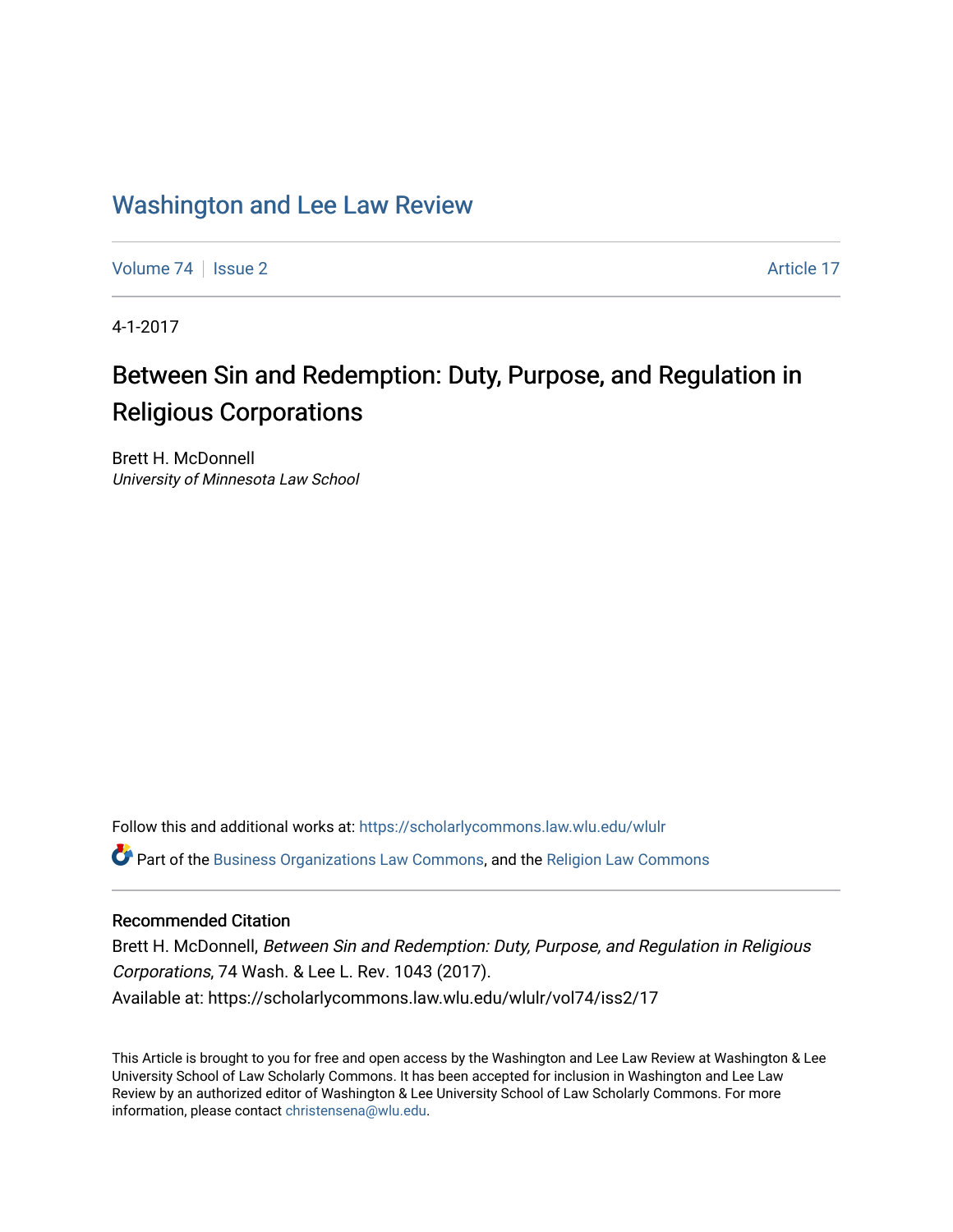# Washington and Lee Law Review

Volume 74 | Issue 2 | Article 17

4-1-2017

## Between Sin and Redemption: Duty, Purpose, and Regulation in Religious Corporations

Brett H. McDonnell
*University of Minnesota Law School*

Follow this and additional works at: https://scholarlycommons.law.wlu.edu/wlulr

Part of the Business Organizations Law Commons, and the Religion Law Commons

### Recommended Citation

Brett H. McDonnell, *Between Sin and Redemption: Duty, Purpose, and Regulation in Religious Corporations*, 74 Wash. & Lee L. Rev. 1043 (2017).
Available at: https://scholarlycommons.law.wlu.edu/wlulr/vol74/iss2/17

This Article is brought to you for free and open access by the Washington and Lee Law Review at Washington & Lee University School of Law Scholarly Commons. It has been accepted for inclusion in Washington and Lee Law Review by an authorized editor of Washington & Lee University School of Law Scholarly Commons. For more information, please contact christensena@wlu.edu.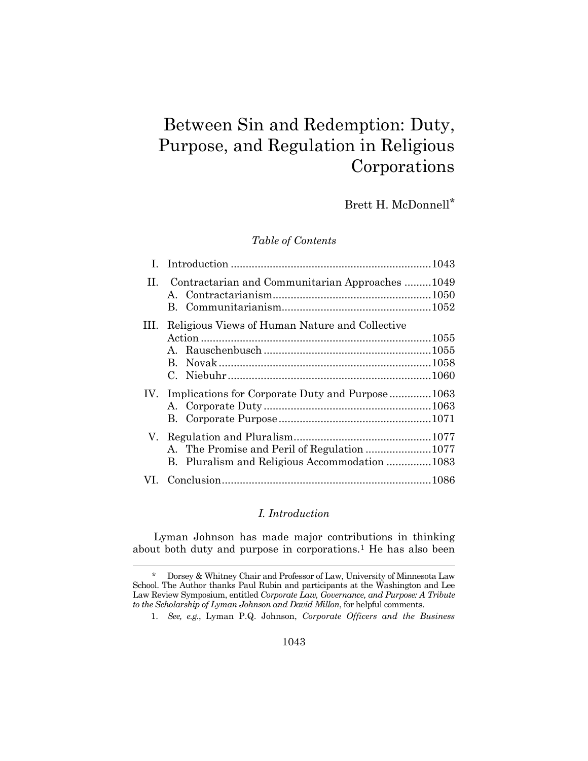# Between Sin and Redemption: Duty, Purpose, and Regulation in Religious Corporations

Brett H. McDonnell*

*Table of Contents*

- I. Introduction ....................................................................1043
- II. Contractarian and Communitarian Approaches .........1049
  - A. Contractarianism.....................................................1050
  - B. Communitarianism..................................................1052
- III. Religious Views of Human Nature and Collective Action .............................................................................1055
  - A. Rauschenbusch ........................................................1055
  - B. Novak.......................................................................1058
  - C. Niebuhr....................................................................1060
- IV. Implications for Corporate Duty and Purpose..............1063
  - A. Corporate Duty........................................................1063
  - B. Corporate Purpose...................................................1071
- V. Regulation and Pluralism..............................................1077
  - A. The Promise and Peril of Regulation ......................1077
  - B. Pluralism and Religious Accommodation ...............1083
- VI. Conclusion......................................................................1086

## *I. Introduction*

Lyman Johnson has made major contributions in thinking about both duty and purpose in corporations.[1] He has also been

---

\* Dorsey & Whitney Chair and Professor of Law, University of Minnesota Law School. The Author thanks Paul Rubin and participants at the Washington and Lee Law Review Symposium, entitled *Corporate Law, Governance, and Purpose: A Tribute to the Scholarship of Lyman Johnson and David Millon*, for helpful comments.

1. *See, e.g.*, Lyman P.Q. Johnson, *Corporate Officers and the Business*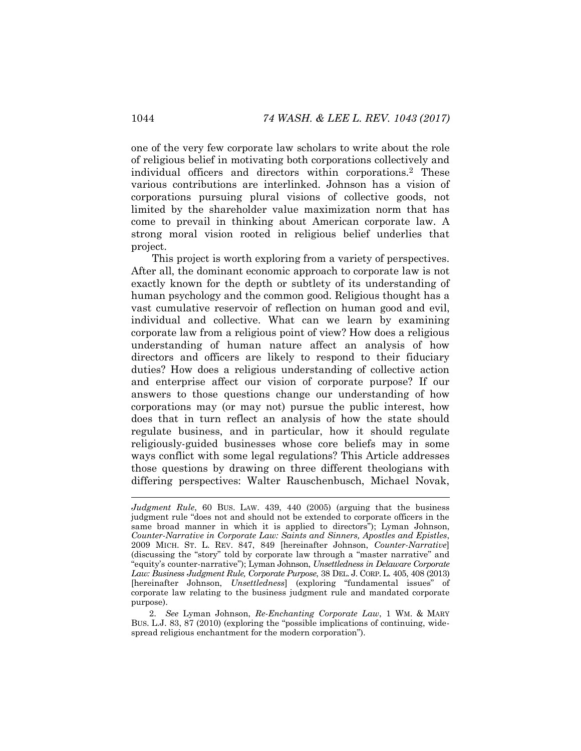one of the very few corporate law scholars to write about the role of religious belief in motivating both corporations collectively and individual officers and directors within corporations.[2] These various contributions are interlinked. Johnson has a vision of corporations pursuing plural visions of collective goods, not limited by the shareholder value maximization norm that has come to prevail in thinking about American corporate law. A strong moral vision rooted in religious belief underlies that project.

This project is worth exploring from a variety of perspectives. After all, the dominant economic approach to corporate law is not exactly known for the depth or subtlety of its understanding of human psychology and the common good. Religious thought has a vast cumulative reservoir of reflection on human good and evil, individual and collective. What can we learn by examining corporate law from a religious point of view? How does a religious understanding of human nature affect an analysis of how directors and officers are likely to respond to their fiduciary duties? How does a religious understanding of collective action and enterprise affect our vision of corporate purpose? If our answers to those questions change our understanding of how corporations may (or may not) pursue the public interest, how does that in turn reflect an analysis of how the state should regulate business, and in particular, how it should regulate religiously-guided businesses whose core beliefs may in some ways conflict with some legal regulations? This Article addresses those questions by drawing on three different theologians with differing perspectives: Walter Rauschenbusch, Michael Novak,

---

*Judgment Rule*, 60 BUS. LAW. 439, 440 (2005) (arguing that the business judgment rule "does not and should not be extended to corporate officers in the same broad manner in which it is applied to directors"); Lyman Johnson, *Counter-Narrative in Corporate Law: Saints and Sinners, Apostles and Epistles*, 2009 MICH. ST. L. REV. 847, 849 [hereinafter Johnson, *Counter-Narrative*] (discussing the "story" told by corporate law through a "master narrative" and "equity's counter-narrative"); Lyman Johnson, *Unsettledness in Delaware Corporate Law: Business Judgment Rule, Corporate Purpose*, 38 DEL. J. CORP. L. 405, 408 (2013) [hereinafter Johnson, *Unsettledness*] (exploring "fundamental issues" of corporate law relating to the business judgment rule and mandated corporate purpose).

2. *See* Lyman Johnson, *Re-Enchanting Corporate Law*, 1 WM. & MARY BUS. L.J. 83, 87 (2010) (exploring the "possible implications of continuing, wide-spread religious enchantment for the modern corporation").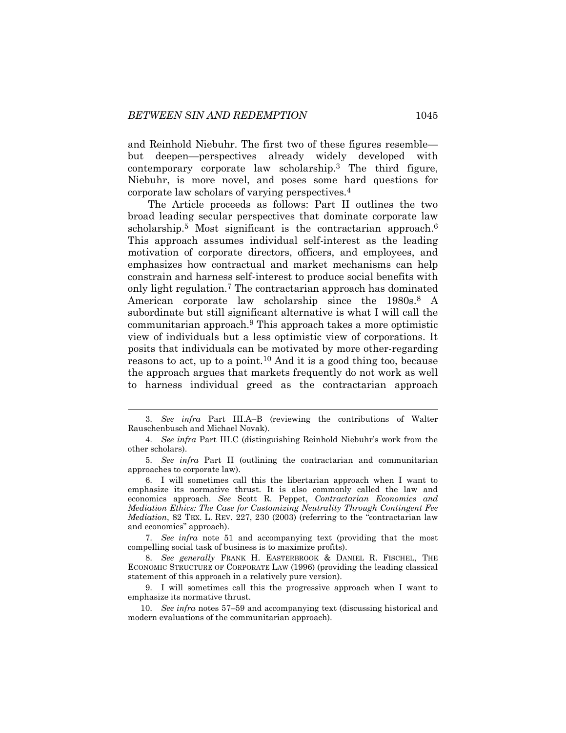and Reinhold Niebuhr. The first two of these figures resemble—but deepen—perspectives already widely developed with contemporary corporate law scholarship.[3] The third figure, Niebuhr, is more novel, and poses some hard questions for corporate law scholars of varying perspectives.[4]

The Article proceeds as follows: Part II outlines the two broad leading secular perspectives that dominate corporate law scholarship.[5] Most significant is the contractarian approach.[6] This approach assumes individual self-interest as the leading motivation of corporate directors, officers, and employees, and emphasizes how contractual and market mechanisms can help constrain and harness self-interest to produce social benefits with only light regulation.[7] The contractarian approach has dominated American corporate law scholarship since the 1980s.[8] A subordinate but still significant alternative is what I will call the communitarian approach.[9] This approach takes a more optimistic view of individuals but a less optimistic view of corporations. It posits that individuals can be motivated by more other-regarding reasons to act, up to a point.[10] And it is a good thing too, because the approach argues that markets frequently do not work as well to harness individual greed as the contractarian approach

---

3. *See infra* Part III.A–B (reviewing the contributions of Walter Rauschenbusch and Michael Novak).

4. *See infra* Part III.C (distinguishing Reinhold Niebuhr's work from the other scholars).

5. *See infra* Part II (outlining the contractarian and communitarian approaches to corporate law).

6. I will sometimes call this the libertarian approach when I want to emphasize its normative thrust. It is also commonly called the law and economics approach. *See* Scott R. Peppet, *Contractarian Economics and Mediation Ethics: The Case for Customizing Neutrality Through Contingent Fee Mediation*, 82 TEX. L. REV. 227, 230 (2003) (referring to the "contractarian law and economics" approach).

7. *See infra* note 51 and accompanying text (providing that the most compelling social task of business is to maximize profits).

8. *See generally* FRANK H. EASTERBROOK & DANIEL R. FISCHEL, THE ECONOMIC STRUCTURE OF CORPORATE LAW (1996) (providing the leading classical statement of this approach in a relatively pure version).

9. I will sometimes call this the progressive approach when I want to emphasize its normative thrust.

10. *See infra* notes 57–59 and accompanying text (discussing historical and modern evaluations of the communitarian approach).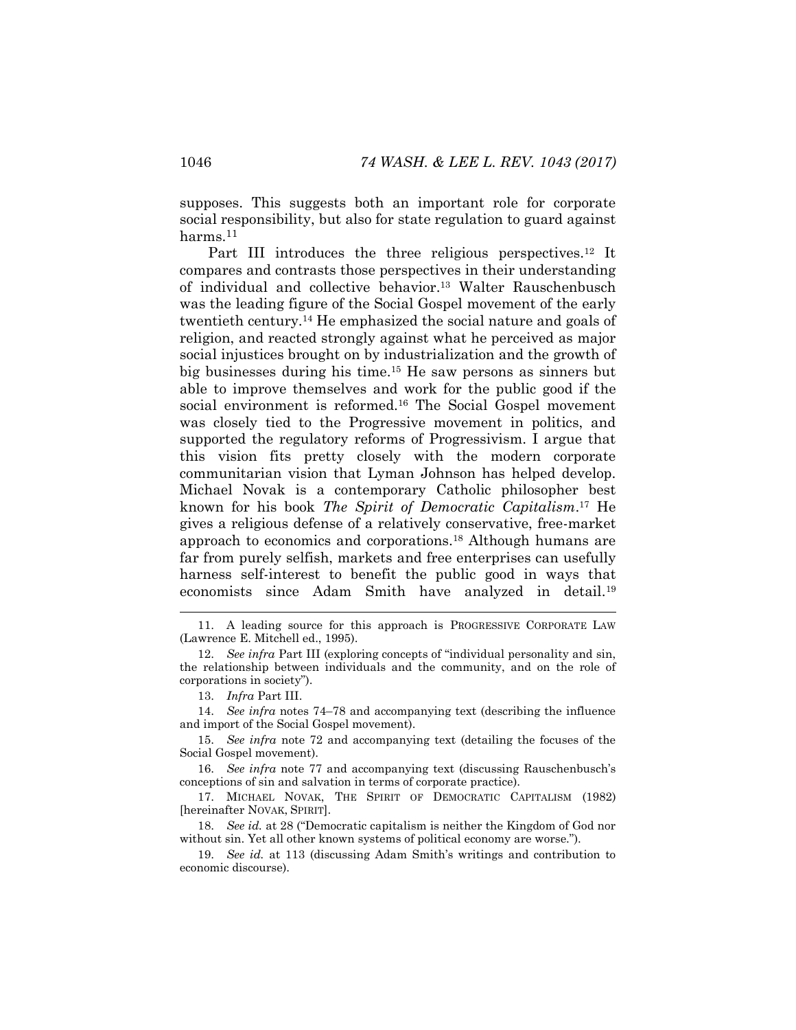supposes. This suggests both an important role for corporate social responsibility, but also for state regulation to guard against harms.[11]

Part III introduces the three religious perspectives.[12] It compares and contrasts those perspectives in their understanding of individual and collective behavior.[13] Walter Rauschenbusch was the leading figure of the Social Gospel movement of the early twentieth century.[14] He emphasized the social nature and goals of religion, and reacted strongly against what he perceived as major social injustices brought on by industrialization and the growth of big businesses during his time.[15] He saw persons as sinners but able to improve themselves and work for the public good if the social environment is reformed.[16] The Social Gospel movement was closely tied to the Progressive movement in politics, and supported the regulatory reforms of Progressivism. I argue that this vision fits pretty closely with the modern corporate communitarian vision that Lyman Johnson has helped develop. Michael Novak is a contemporary Catholic philosopher best known for his book *The Spirit of Democratic Capitalism*.[17] He gives a religious defense of a relatively conservative, free-market approach to economics and corporations.[18] Although humans are far from purely selfish, markets and free enterprises can usefully harness self-interest to benefit the public good in ways that economists since Adam Smith have analyzed in detail.[19]

---

11. A leading source for this approach is PROGRESSIVE CORPORATE LAW (Lawrence E. Mitchell ed., 1995).

12. *See infra* Part III (exploring concepts of "individual personality and sin, the relationship between individuals and the community, and on the role of corporations in society").

13. *Infra* Part III.

14. *See infra* notes 74–78 and accompanying text (describing the influence and import of the Social Gospel movement).

15. *See infra* note 72 and accompanying text (detailing the focuses of the Social Gospel movement).

16. *See infra* note 77 and accompanying text (discussing Rauschenbusch's conceptions of sin and salvation in terms of corporate practice).

17. MICHAEL NOVAK, THE SPIRIT OF DEMOCRATIC CAPITALISM (1982) [hereinafter NOVAK, SPIRIT].

18. *See id.* at 28 ("Democratic capitalism is neither the Kingdom of God nor without sin. Yet all other known systems of political economy are worse.").

19. *See id.* at 113 (discussing Adam Smith's writings and contribution to economic discourse).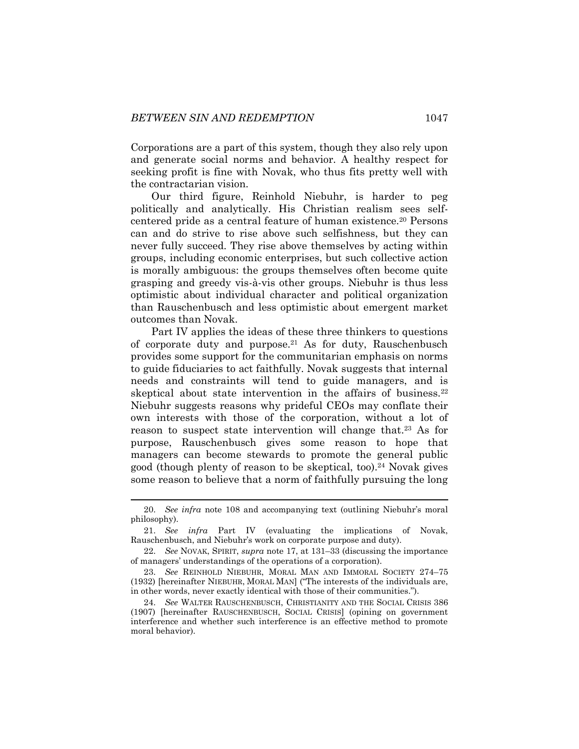Corporations are a part of this system, though they also rely upon and generate social norms and behavior. A healthy respect for seeking profit is fine with Novak, who thus fits pretty well with the contractarian vision.

Our third figure, Reinhold Niebuhr, is harder to peg politically and analytically. His Christian realism sees self-centered pride as a central feature of human existence.[20] Persons can and do strive to rise above such selfishness, but they can never fully succeed. They rise above themselves by acting within groups, including economic enterprises, but such collective action is morally ambiguous: the groups themselves often become quite grasping and greedy vis-à-vis other groups. Niebuhr is thus less optimistic about individual character and political organization than Rauschenbusch and less optimistic about emergent market outcomes than Novak.

Part IV applies the ideas of these three thinkers to questions of corporate duty and purpose.[21] As for duty, Rauschenbusch provides some support for the communitarian emphasis on norms to guide fiduciaries to act faithfully. Novak suggests that internal needs and constraints will tend to guide managers, and is skeptical about state intervention in the affairs of business.[22] Niebuhr suggests reasons why prideful CEOs may conflate their own interests with those of the corporation, without a lot of reason to suspect state intervention will change that.[23] As for purpose, Rauschenbusch gives some reason to hope that managers can become stewards to promote the general public good (though plenty of reason to be skeptical, too).[24] Novak gives some reason to believe that a norm of faithfully pursuing the long

---

20. *See infra* note 108 and accompanying text (outlining Niebuhr's moral philosophy).

21. *See infra* Part IV (evaluating the implications of Novak, Rauschenbusch, and Niebuhr's work on corporate purpose and duty).

22. *See* NOVAK, SPIRIT, *supra* note 17, at 131–33 (discussing the importance of managers' understandings of the operations of a corporation).

23. *See* REINHOLD NIEBUHR, MORAL MAN AND IMMORAL SOCIETY 274–75 (1932) [hereinafter NIEBUHR, MORAL MAN] ("The interests of the individuals are, in other words, never exactly identical with those of their communities.").

24. *See* WALTER RAUSCHENBUSCH, CHRISTIANITY AND THE SOCIAL CRISIS 386 (1907) [hereinafter RAUSCHENBUSCH, SOCIAL CRISIS] (opining on government interference and whether such interference is an effective method to promote moral behavior).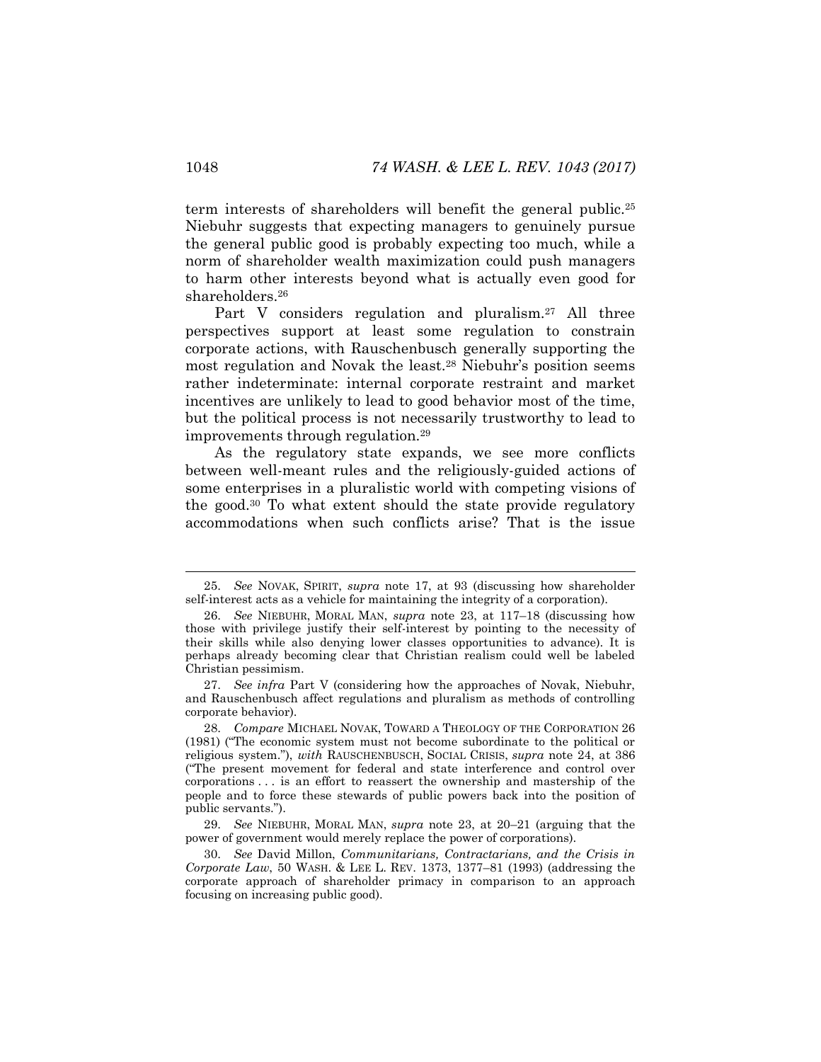term interests of shareholders will benefit the general public.[25] Niebuhr suggests that expecting managers to genuinely pursue the general public good is probably expecting too much, while a norm of shareholder wealth maximization could push managers to harm other interests beyond what is actually even good for shareholders.[26]

Part V considers regulation and pluralism.[27] All three perspectives support at least some regulation to constrain corporate actions, with Rauschenbusch generally supporting the most regulation and Novak the least.[28] Niebuhr's position seems rather indeterminate: internal corporate restraint and market incentives are unlikely to lead to good behavior most of the time, but the political process is not necessarily trustworthy to lead to improvements through regulation.[29]

As the regulatory state expands, we see more conflicts between well-meant rules and the religiously-guided actions of some enterprises in a pluralistic world with competing visions of the good.[30] To what extent should the state provide regulatory accommodations when such conflicts arise? That is the issue

---

25. *See* NOVAK, SPIRIT, *supra* note 17, at 93 (discussing how shareholder self-interest acts as a vehicle for maintaining the integrity of a corporation).

26. *See* NIEBUHR, MORAL MAN, *supra* note 23, at 117–18 (discussing how those with privilege justify their self-interest by pointing to the necessity of their skills while also denying lower classes opportunities to advance). It is perhaps already becoming clear that Christian realism could well be labeled Christian pessimism.

27. *See infra* Part V (considering how the approaches of Novak, Niebuhr, and Rauschenbusch affect regulations and pluralism as methods of controlling corporate behavior).

28. *Compare* MICHAEL NOVAK, TOWARD A THEOLOGY OF THE CORPORATION 26 (1981) ("The economic system must not become subordinate to the political or religious system."), *with* RAUSCHENBUSCH, SOCIAL CRISIS, *supra* note 24, at 386 ("The present movement for federal and state interference and control over corporations . . . is an effort to reassert the ownership and mastership of the people and to force these stewards of public powers back into the position of public servants.").

29. *See* NIEBUHR, MORAL MAN, *supra* note 23, at 20–21 (arguing that the power of government would merely replace the power of corporations).

30. *See* David Millon, *Communitarians, Contractarians, and the Crisis in Corporate Law*, 50 WASH. & LEE L. REV. 1373, 1377–81 (1993) (addressing the corporate approach of shareholder primacy in comparison to an approach focusing on increasing public good).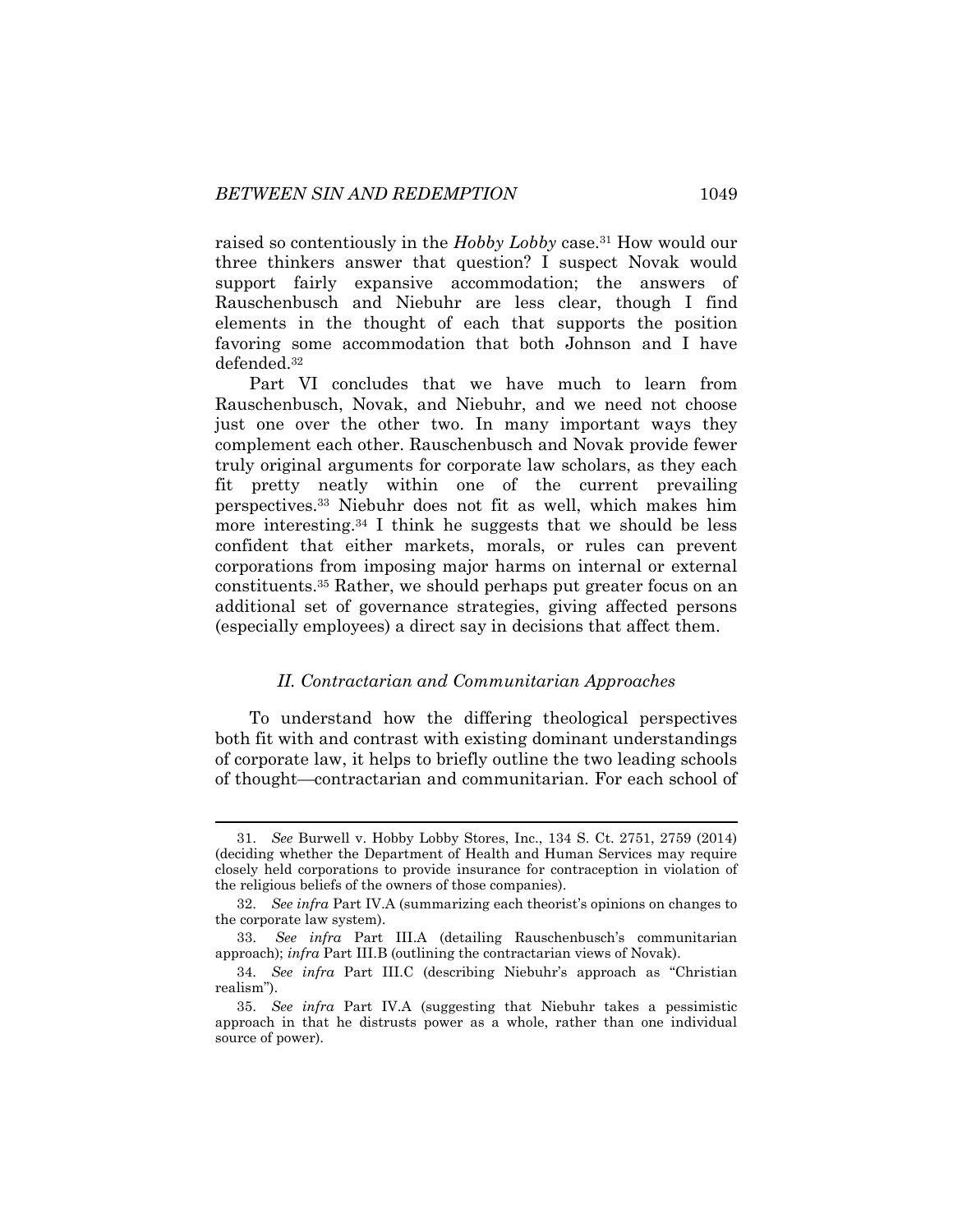raised so contentiously in the *Hobby Lobby* case.[31] How would our three thinkers answer that question? I suspect Novak would support fairly expansive accommodation; the answers of Rauschenbusch and Niebuhr are less clear, though I find elements in the thought of each that supports the position favoring some accommodation that both Johnson and I have defended.[32]

Part VI concludes that we have much to learn from Rauschenbusch, Novak, and Niebuhr, and we need not choose just one over the other two. In many important ways they complement each other. Rauschenbusch and Novak provide fewer truly original arguments for corporate law scholars, as they each fit pretty neatly within one of the current prevailing perspectives.[33] Niebuhr does not fit as well, which makes him more interesting.[34] I think he suggests that we should be less confident that either markets, morals, or rules can prevent corporations from imposing major harms on internal or external constituents.[35] Rather, we should perhaps put greater focus on an additional set of governance strategies, giving affected persons (especially employees) a direct say in decisions that affect them.

## *II. Contractarian and Communitarian Approaches*

To understand how the differing theological perspectives both fit with and contrast with existing dominant understandings of corporate law, it helps to briefly outline the two leading schools of thought—contractarian and communitarian. For each school of

---

31. *See* Burwell v. Hobby Lobby Stores, Inc., 134 S. Ct. 2751, 2759 (2014) (deciding whether the Department of Health and Human Services may require closely held corporations to provide insurance for contraception in violation of the religious beliefs of the owners of those companies).

32. *See infra* Part IV.A (summarizing each theorist's opinions on changes to the corporate law system).

33. *See infra* Part III.A (detailing Rauschenbusch's communitarian approach); *infra* Part III.B (outlining the contractarian views of Novak).

34. *See infra* Part III.C (describing Niebuhr's approach as "Christian realism").

35. *See infra* Part IV.A (suggesting that Niebuhr takes a pessimistic approach in that he distrusts power as a whole, rather than one individual source of power).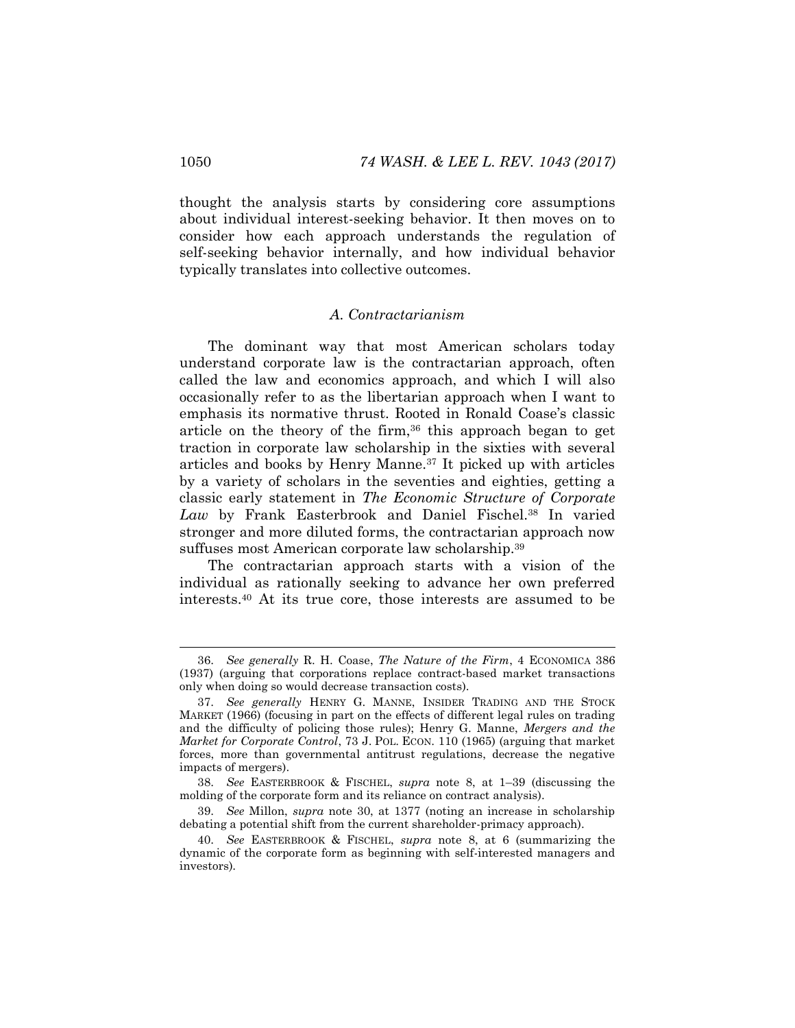thought the analysis starts by considering core assumptions about individual interest-seeking behavior. It then moves on to consider how each approach understands the regulation of self-seeking behavior internally, and how individual behavior typically translates into collective outcomes.

### *A. Contractarianism*

The dominant way that most American scholars today understand corporate law is the contractarian approach, often called the law and economics approach, and which I will also occasionally refer to as the libertarian approach when I want to emphasis its normative thrust. Rooted in Ronald Coase's classic article on the theory of the firm,[36] this approach began to get traction in corporate law scholarship in the sixties with several articles and books by Henry Manne.[37] It picked up with articles by a variety of scholars in the seventies and eighties, getting a classic early statement in *The Economic Structure of Corporate Law* by Frank Easterbrook and Daniel Fischel.[38] In varied stronger and more diluted forms, the contractarian approach now suffuses most American corporate law scholarship.[39]

The contractarian approach starts with a vision of the individual as rationally seeking to advance her own preferred interests.[40] At its true core, those interests are assumed to be

---

36. *See generally* R. H. Coase, *The Nature of the Firm*, 4 ECONOMICA 386 (1937) (arguing that corporations replace contract-based market transactions only when doing so would decrease transaction costs).

37. *See generally* HENRY G. MANNE, INSIDER TRADING AND THE STOCK MARKET (1966) (focusing in part on the effects of different legal rules on trading and the difficulty of policing those rules); Henry G. Manne, *Mergers and the Market for Corporate Control*, 73 J. POL. ECON. 110 (1965) (arguing that market forces, more than governmental antitrust regulations, decrease the negative impacts of mergers).

38. *See* EASTERBROOK & FISCHEL, *supra* note 8, at 1–39 (discussing the molding of the corporate form and its reliance on contract analysis).

39. *See* Millon, *supra* note 30, at 1377 (noting an increase in scholarship debating a potential shift from the current shareholder-primacy approach).

40. *See* EASTERBROOK & FISCHEL, *supra* note 8, at 6 (summarizing the dynamic of the corporate form as beginning with self-interested managers and investors).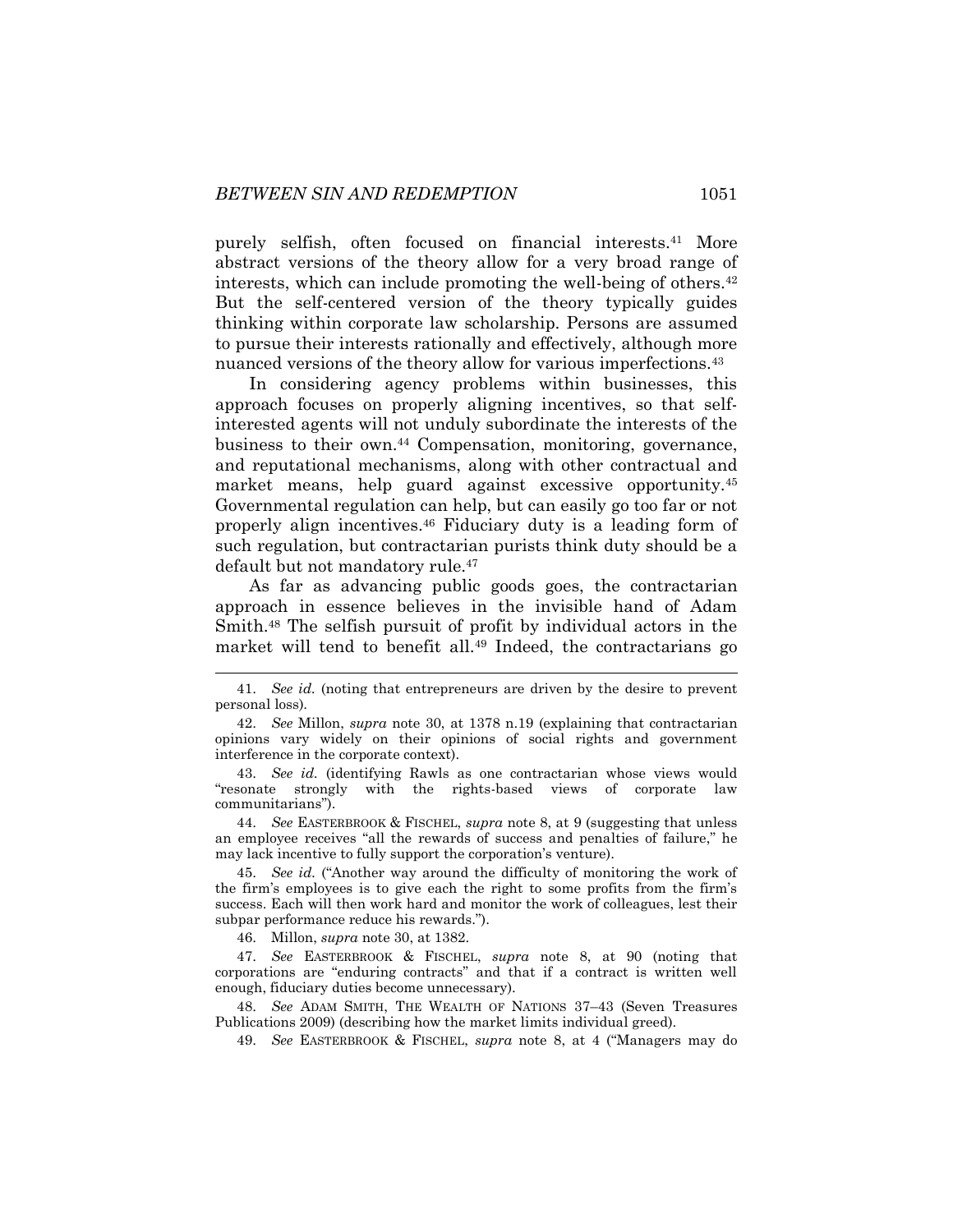purely selfish, often focused on financial interests.[41] More abstract versions of the theory allow for a very broad range of interests, which can include promoting the well-being of others.[42] But the self-centered version of the theory typically guides thinking within corporate law scholarship. Persons are assumed to pursue their interests rationally and effectively, although more nuanced versions of the theory allow for various imperfections.[43]

In considering agency problems within businesses, this approach focuses on properly aligning incentives, so that self-interested agents will not unduly subordinate the interests of the business to their own.[44] Compensation, monitoring, governance, and reputational mechanisms, along with other contractual and market means, help guard against excessive opportunity.[45] Governmental regulation can help, but can easily go too far or not properly align incentives.[46] Fiduciary duty is a leading form of such regulation, but contractarian purists think duty should be a default but not mandatory rule.[47]

As far as advancing public goods goes, the contractarian approach in essence believes in the invisible hand of Adam Smith.[48] The selfish pursuit of profit by individual actors in the market will tend to benefit all.[49] Indeed, the contractarians go

---

41. *See id.* (noting that entrepreneurs are driven by the desire to prevent personal loss).

42. *See* Millon, *supra* note 30, at 1378 n.19 (explaining that contractarian opinions vary widely on their opinions of social rights and government interference in the corporate context).

43. *See id.* (identifying Rawls as one contractarian whose views would "resonate strongly with the rights-based views of corporate law communitarians").

44. *See* EASTERBROOK & FISCHEL, *supra* note 8, at 9 (suggesting that unless an employee receives "all the rewards of success and penalties of failure," he may lack incentive to fully support the corporation's venture).

45. *See id.* ("Another way around the difficulty of monitoring the work of the firm's employees is to give each the right to some profits from the firm's success. Each will then work hard and monitor the work of colleagues, lest their subpar performance reduce his rewards.").

46. Millon, *supra* note 30, at 1382.

47. *See* EASTERBROOK & FISCHEL, *supra* note 8, at 90 (noting that corporations are "enduring contracts" and that if a contract is written well enough, fiduciary duties become unnecessary).

48. *See* ADAM SMITH, THE WEALTH OF NATIONS 37–43 (Seven Treasures Publications 2009) (describing how the market limits individual greed).

49. *See* EASTERBROOK & FISCHEL, *supra* note 8, at 4 ("Managers may do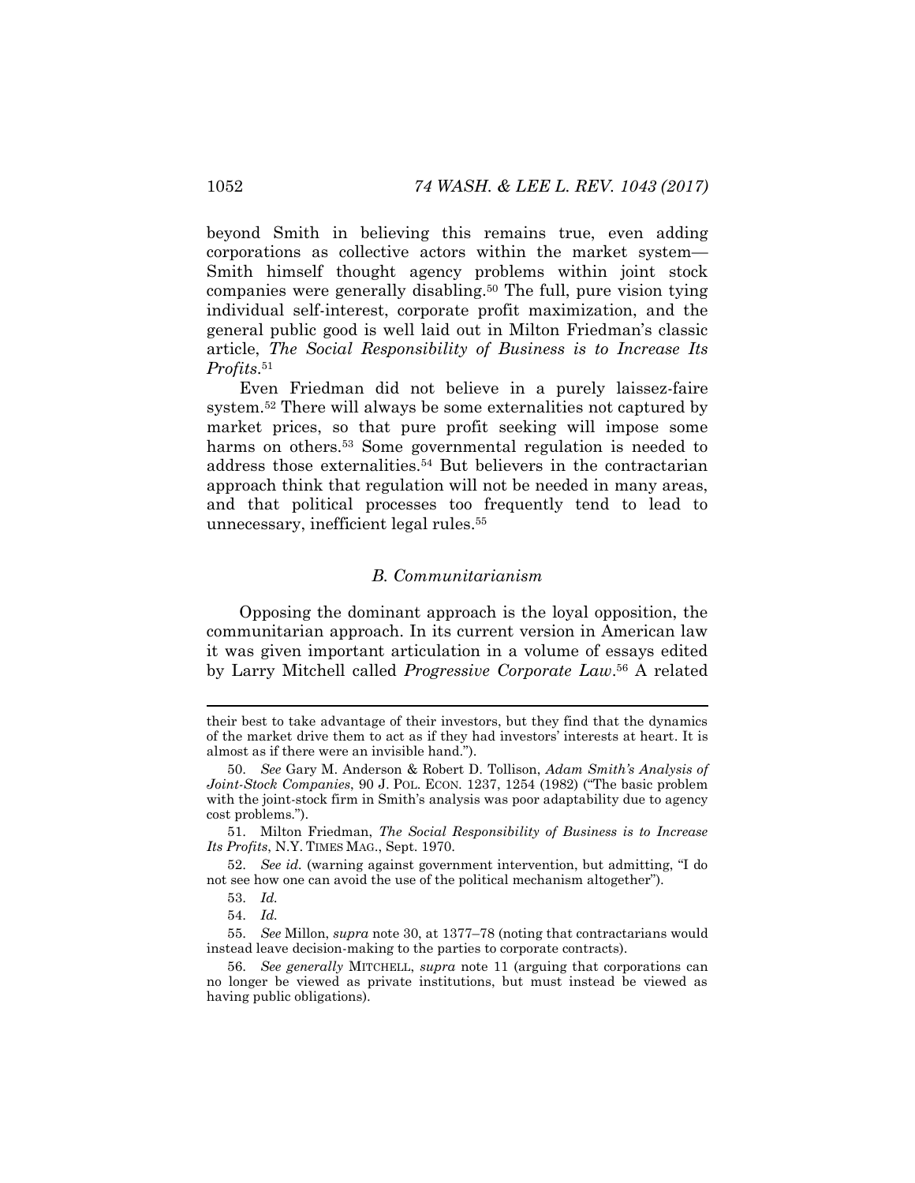beyond Smith in believing this remains true, even adding corporations as collective actors within the market system—Smith himself thought agency problems within joint stock companies were generally disabling.[50] The full, pure vision tying individual self-interest, corporate profit maximization, and the general public good is well laid out in Milton Friedman's classic article, *The Social Responsibility of Business is to Increase Its Profits*.[51]

Even Friedman did not believe in a purely laissez-faire system.[52] There will always be some externalities not captured by market prices, so that pure profit seeking will impose some harms on others.[53] Some governmental regulation is needed to address those externalities.[54] But believers in the contractarian approach think that regulation will not be needed in many areas, and that political processes too frequently tend to lead to unnecessary, inefficient legal rules.[55]

### *B. Communitarianism*

Opposing the dominant approach is the loyal opposition, the communitarian approach. In its current version in American law it was given important articulation in a volume of essays edited by Larry Mitchell called *Progressive Corporate Law*.[56] A related

---

their best to take advantage of their investors, but they find that the dynamics of the market drive them to act as if they had investors' interests at heart. It is almost as if there were an invisible hand.").

50. *See* Gary M. Anderson & Robert D. Tollison, *Adam Smith's Analysis of Joint-Stock Companies*, 90 J. POL. ECON. 1237, 1254 (1982) ("The basic problem with the joint-stock firm in Smith's analysis was poor adaptability due to agency cost problems.").

51. Milton Friedman, *The Social Responsibility of Business is to Increase Its Profits*, N.Y. TIMES MAG., Sept. 1970.

52. *See id.* (warning against government intervention, but admitting, "I do not see how one can avoid the use of the political mechanism altogether").

53. *Id.*

54. *Id.*

55. *See* Millon, *supra* note 30, at 1377–78 (noting that contractarians would instead leave decision-making to the parties to corporate contracts).

56. *See generally* MITCHELL, *supra* note 11 (arguing that corporations can no longer be viewed as private institutions, but must instead be viewed as having public obligations).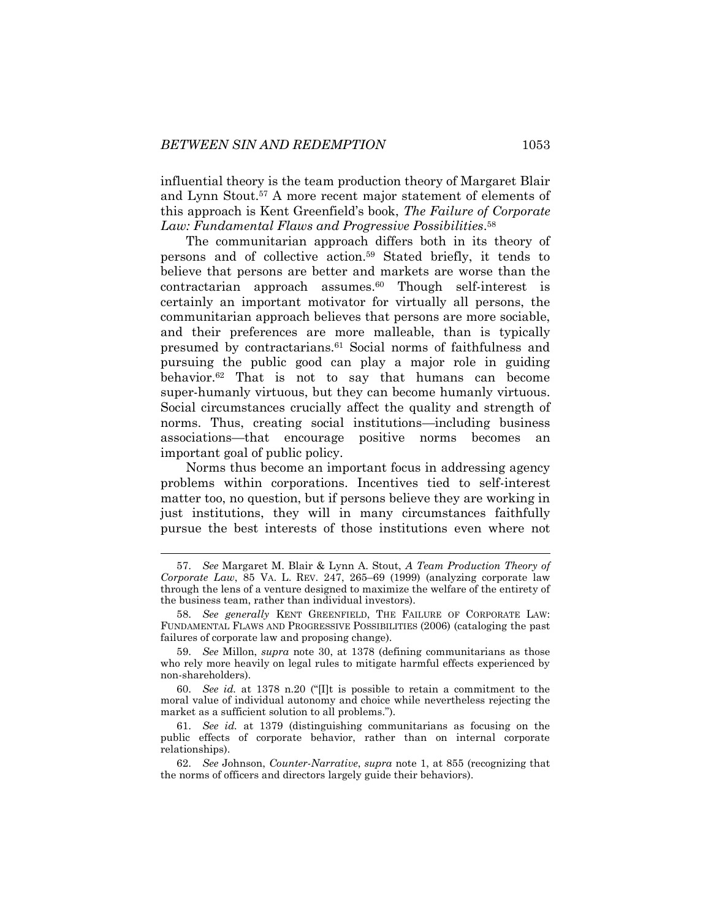influential theory is the team production theory of Margaret Blair and Lynn Stout.[57] A more recent major statement of elements of this approach is Kent Greenfield's book, *The Failure of Corporate Law: Fundamental Flaws and Progressive Possibilities*.[58]

The communitarian approach differs both in its theory of persons and of collective action.[59] Stated briefly, it tends to believe that persons are better and markets are worse than the contractarian approach assumes.[60] Though self-interest is certainly an important motivator for virtually all persons, the communitarian approach believes that persons are more sociable, and their preferences are more malleable, than is typically presumed by contractarians.[61] Social norms of faithfulness and pursuing the public good can play a major role in guiding behavior.[62] That is not to say that humans can become super-humanly virtuous, but they can become humanly virtuous. Social circumstances crucially affect the quality and strength of norms. Thus, creating social institutions—including business associations—that encourage positive norms becomes an important goal of public policy.

Norms thus become an important focus in addressing agency problems within corporations. Incentives tied to self-interest matter too, no question, but if persons believe they are working in just institutions, they will in many circumstances faithfully pursue the best interests of those institutions even where not

---

57. *See* Margaret M. Blair & Lynn A. Stout, *A Team Production Theory of Corporate Law*, 85 VA. L. REV. 247, 265–69 (1999) (analyzing corporate law through the lens of a venture designed to maximize the welfare of the entirety of the business team, rather than individual investors).

58. *See generally* KENT GREENFIELD, THE FAILURE OF CORPORATE LAW: FUNDAMENTAL FLAWS AND PROGRESSIVE POSSIBILITIES (2006) (cataloging the past failures of corporate law and proposing change).

59. *See* Millon, *supra* note 30, at 1378 (defining communitarians as those who rely more heavily on legal rules to mitigate harmful effects experienced by non-shareholders).

60. *See id.* at 1378 n.20 ("[I]t is possible to retain a commitment to the moral value of individual autonomy and choice while nevertheless rejecting the market as a sufficient solution to all problems.").

61. *See id.* at 1379 (distinguishing communitarians as focusing on the public effects of corporate behavior, rather than on internal corporate relationships).

62. *See* Johnson, *Counter-Narrative*, *supra* note 1, at 855 (recognizing that the norms of officers and directors largely guide their behaviors).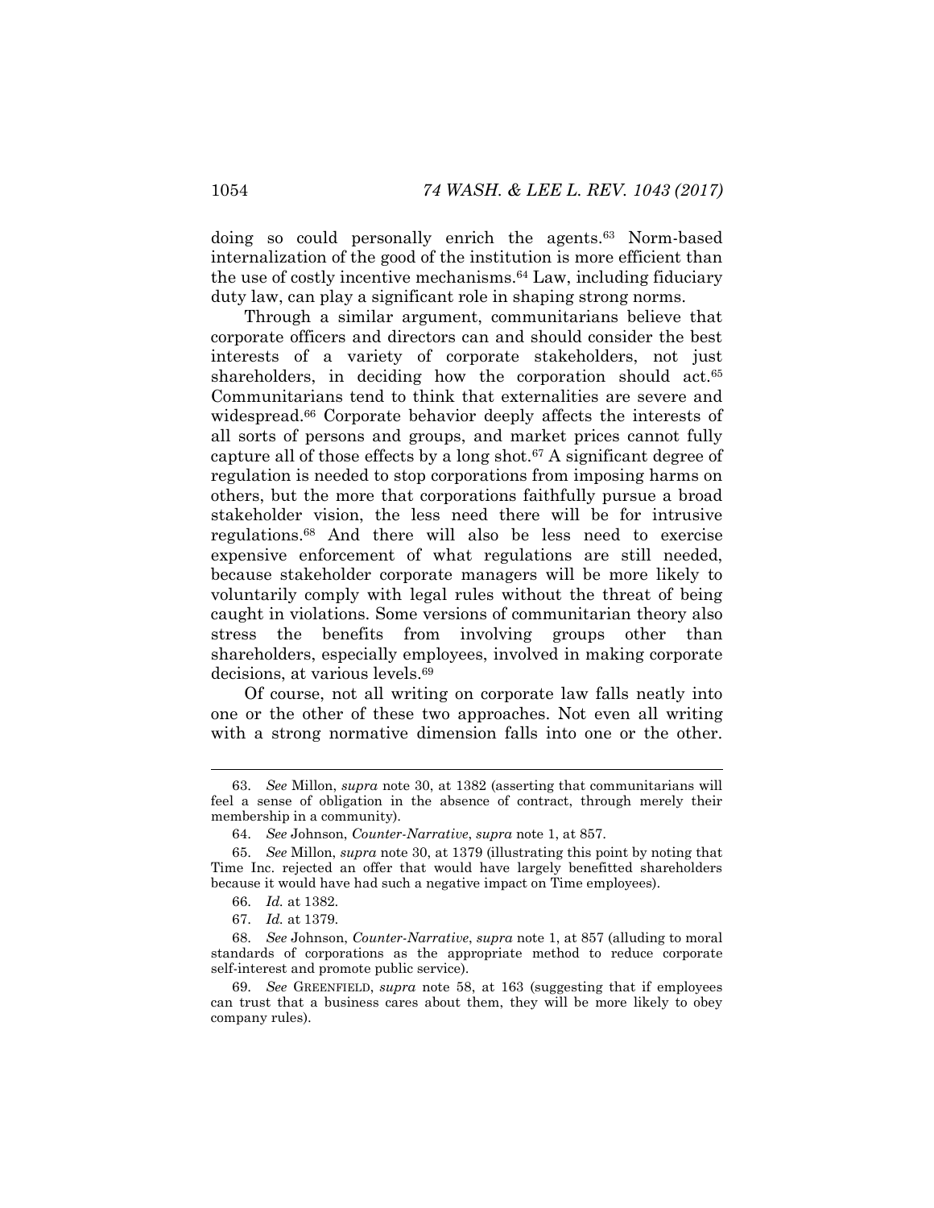doing so could personally enrich the agents.[63] Norm-based internalization of the good of the institution is more efficient than the use of costly incentive mechanisms.[64] Law, including fiduciary duty law, can play a significant role in shaping strong norms.

Through a similar argument, communitarians believe that corporate officers and directors can and should consider the best interests of a variety of corporate stakeholders, not just shareholders, in deciding how the corporation should act.[65] Communitarians tend to think that externalities are severe and widespread.[66] Corporate behavior deeply affects the interests of all sorts of persons and groups, and market prices cannot fully capture all of those effects by a long shot.[67] A significant degree of regulation is needed to stop corporations from imposing harms on others, but the more that corporations faithfully pursue a broad stakeholder vision, the less need there will be for intrusive regulations.[68] And there will also be less need to exercise expensive enforcement of what regulations are still needed, because stakeholder corporate managers will be more likely to voluntarily comply with legal rules without the threat of being caught in violations. Some versions of communitarian theory also stress the benefits from involving groups other than shareholders, especially employees, involved in making corporate decisions, at various levels.[69]

Of course, not all writing on corporate law falls neatly into one or the other of these two approaches. Not even all writing with a strong normative dimension falls into one or the other.

---

63. *See* Millon, *supra* note 30, at 1382 (asserting that communitarians will feel a sense of obligation in the absence of contract, through merely their membership in a community).

64. *See* Johnson, *Counter-Narrative*, *supra* note 1, at 857.

65. *See* Millon, *supra* note 30, at 1379 (illustrating this point by noting that Time Inc. rejected an offer that would have largely benefitted shareholders because it would have had such a negative impact on Time employees).

66. *Id.* at 1382.

67. *Id.* at 1379.

68. *See* Johnson, *Counter-Narrative*, *supra* note 1, at 857 (alluding to moral standards of corporations as the appropriate method to reduce corporate self-interest and promote public service).

69. *See* GREENFIELD, *supra* note 58, at 163 (suggesting that if employees can trust that a business cares about them, they will be more likely to obey company rules).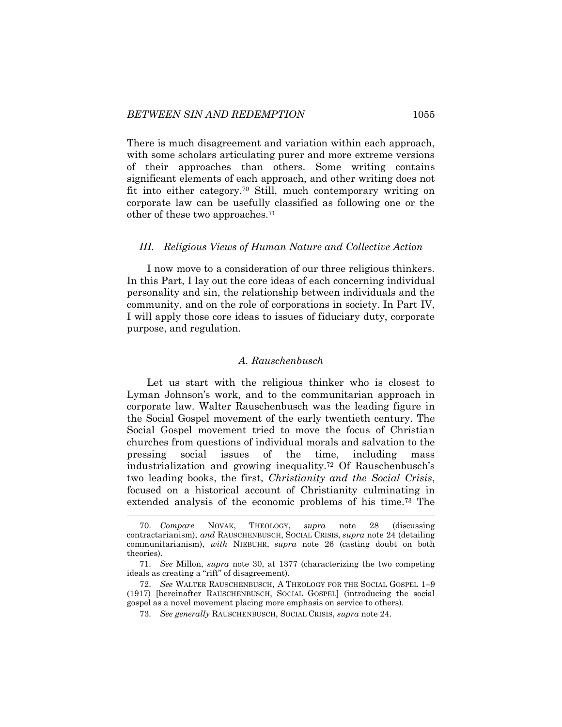There is much disagreement and variation within each approach, with some scholars articulating purer and more extreme versions of their approaches than others. Some writing contains significant elements of each approach, and other writing does not fit into either category.[70] Still, much contemporary writing on corporate law can be usefully classified as following one or the other of these two approaches.[71]

## *III. Religious Views of Human Nature and Collective Action*

I now move to a consideration of our three religious thinkers. In this Part, I lay out the core ideas of each concerning individual personality and sin, the relationship between individuals and the community, and on the role of corporations in society. In Part IV, I will apply those core ideas to issues of fiduciary duty, corporate purpose, and regulation.

### *A. Rauschenbusch*

Let us start with the religious thinker who is closest to Lyman Johnson's work, and to the communitarian approach in corporate law. Walter Rauschenbusch was the leading figure in the Social Gospel movement of the early twentieth century. The Social Gospel movement tried to move the focus of Christian churches from questions of individual morals and salvation to the pressing social issues of the time, including mass industrialization and growing inequality.[72] Of Rauschenbusch's two leading books, the first, *Christianity and the Social Crisis*, focused on a historical account of Christianity culminating in extended analysis of the economic problems of his time.[73] The

---

70. *Compare* NOVAK, THEOLOGY, *supra* note 28 (discussing contractarianism), *and* RAUSCHENBUSCH, SOCIAL CRISIS, *supra* note 24 (detailing communitarianism), *with* NIEBUHR, *supra* note 26 (casting doubt on both theories).

71. *See* Millon, *supra* note 30, at 1377 (characterizing the two competing ideals as creating a "rift" of disagreement).

72. *See* WALTER RAUSCHENBUSCH, A THEOLOGY FOR THE SOCIAL GOSPEL 1–9 (1917) [hereinafter RAUSCHENBUSCH, SOCIAL GOSPEL] (introducing the social gospel as a novel movement placing more emphasis on service to others).

73. *See generally* RAUSCHENBUSCH, SOCIAL CRISIS, *supra* note 24.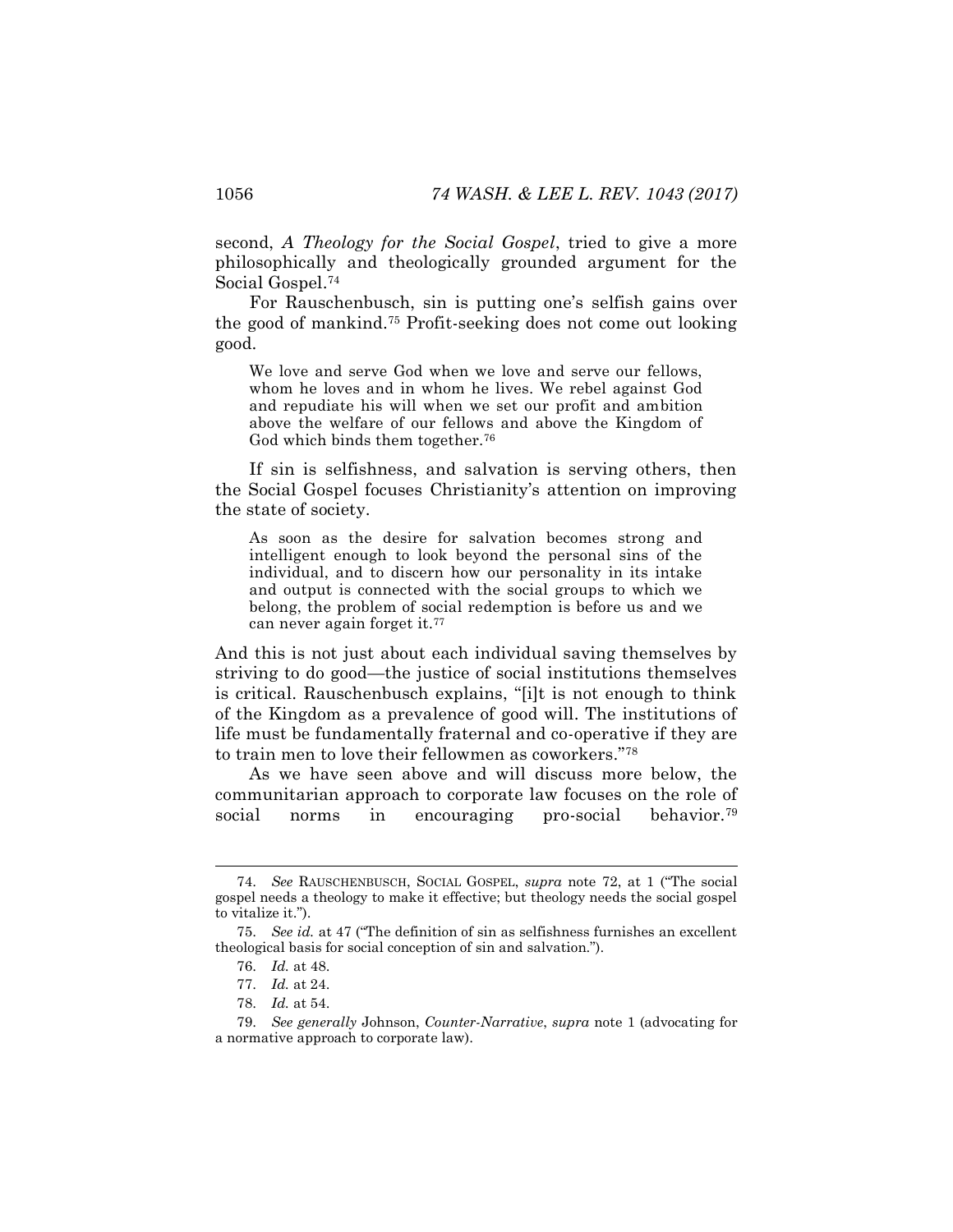second, *A Theology for the Social Gospel*, tried to give a more philosophically and theologically grounded argument for the Social Gospel.[74]

For Rauschenbusch, sin is putting one's selfish gains over the good of mankind.[75] Profit-seeking does not come out looking good.

> We love and serve God when we love and serve our fellows, whom he loves and in whom he lives. We rebel against God and repudiate his will when we set our profit and ambition above the welfare of our fellows and above the Kingdom of God which binds them together.[76]

If sin is selfishness, and salvation is serving others, then the Social Gospel focuses Christianity's attention on improving the state of society.

> As soon as the desire for salvation becomes strong and intelligent enough to look beyond the personal sins of the individual, and to discern how our personality in its intake and output is connected with the social groups to which we belong, the problem of social redemption is before us and we can never again forget it.[77]

And this is not just about each individual saving themselves by striving to do good—the justice of social institutions themselves is critical. Rauschenbusch explains, "[i]t is not enough to think of the Kingdom as a prevalence of good will. The institutions of life must be fundamentally fraternal and co-operative if they are to train men to love their fellowmen as coworkers."[78]

As we have seen above and will discuss more below, the communitarian approach to corporate law focuses on the role of social norms in encouraging pro-social behavior.[79]

---

74. *See* RAUSCHENBUSCH, SOCIAL GOSPEL, *supra* note 72, at 1 ("The social gospel needs a theology to make it effective; but theology needs the social gospel to vitalize it.").

75. *See id.* at 47 ("The definition of sin as selfishness furnishes an excellent theological basis for social conception of sin and salvation.").

76. *Id.* at 48.

77. *Id.* at 24.

78. *Id.* at 54.

79. *See generally* Johnson, *Counter-Narrative*, *supra* note 1 (advocating for a normative approach to corporate law).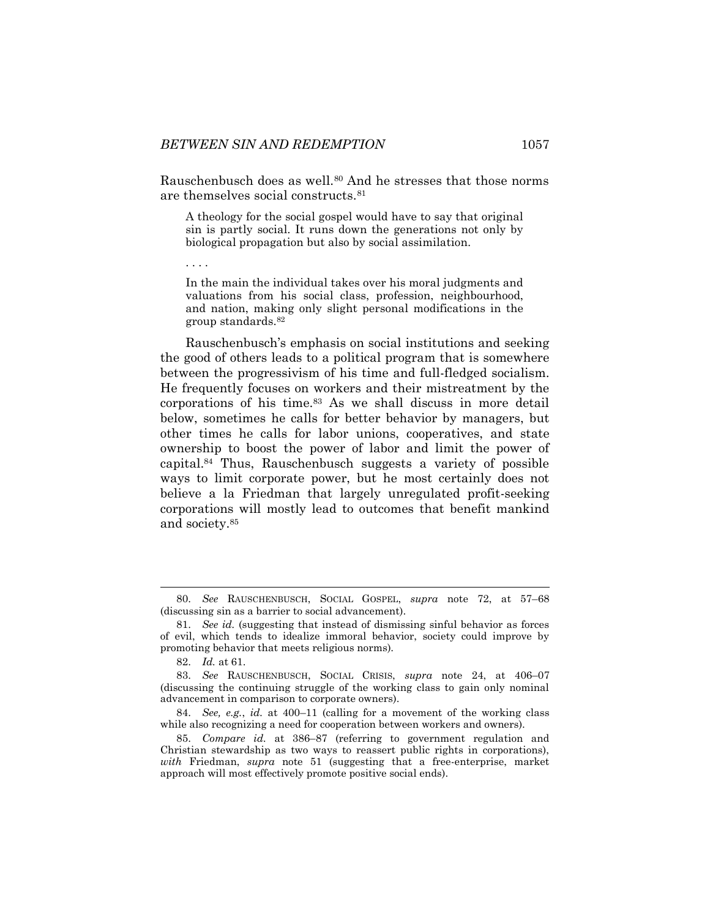Rauschenbusch does as well.[80] And he stresses that those norms are themselves social constructs.[81]

> A theology for the social gospel would have to say that original sin is partly social. It runs down the generations not only by biological propagation but also by social assimilation.
>
> . . . .
>
> In the main the individual takes over his moral judgments and valuations from his social class, profession, neighbourhood, and nation, making only slight personal modifications in the group standards.[82]

Rauschenbusch's emphasis on social institutions and seeking the good of others leads to a political program that is somewhere between the progressivism of his time and full-fledged socialism. He frequently focuses on workers and their mistreatment by the corporations of his time.[83] As we shall discuss in more detail below, sometimes he calls for better behavior by managers, but other times he calls for labor unions, cooperatives, and state ownership to boost the power of labor and limit the power of capital.[84] Thus, Rauschenbusch suggests a variety of possible ways to limit corporate power, but he most certainly does not believe a la Friedman that largely unregulated profit-seeking corporations will mostly lead to outcomes that benefit mankind and society.[85]

---

80. *See* RAUSCHENBUSCH, SOCIAL GOSPEL, *supra* note 72, at 57–68 (discussing sin as a barrier to social advancement).

81. *See id.* (suggesting that instead of dismissing sinful behavior as forces of evil, which tends to idealize immoral behavior, society could improve by promoting behavior that meets religious norms).

82. *Id.* at 61.

83. *See* RAUSCHENBUSCH, SOCIAL CRISIS, *supra* note 24, at 406–07 (discussing the continuing struggle of the working class to gain only nominal advancement in comparison to corporate owners).

84. *See, e.g.*, *id.* at 400–11 (calling for a movement of the working class while also recognizing a need for cooperation between workers and owners).

85. *Compare id.* at 386–87 (referring to government regulation and Christian stewardship as two ways to reassert public rights in corporations), *with* Friedman, *supra* note 51 (suggesting that a free-enterprise, market approach will most effectively promote positive social ends).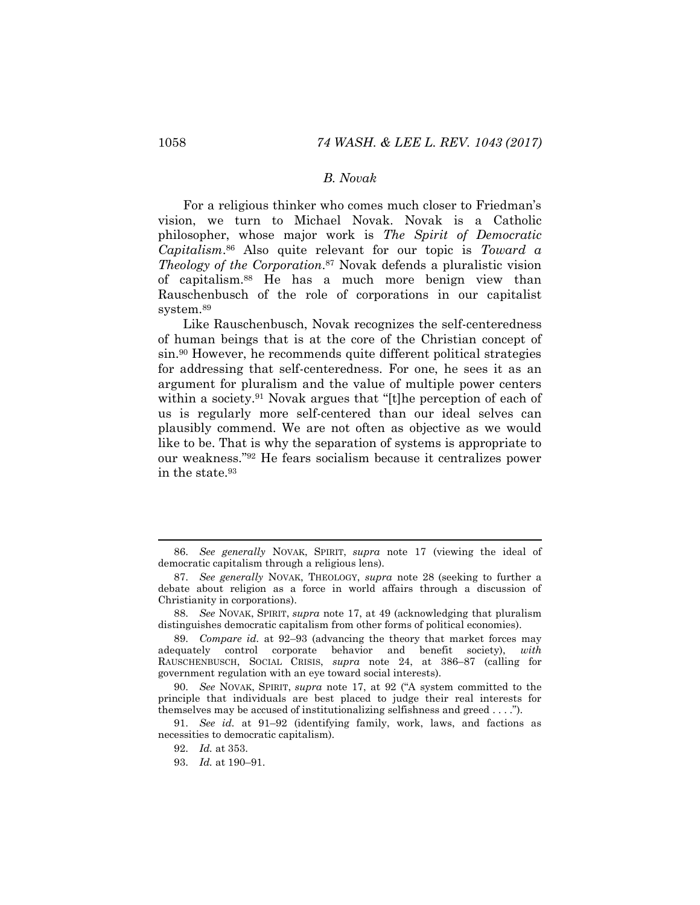### *B. Novak*

For a religious thinker who comes much closer to Friedman's vision, we turn to Michael Novak. Novak is a Catholic philosopher, whose major work is *The Spirit of Democratic Capitalism*.[86] Also quite relevant for our topic is *Toward a Theology of the Corporation*.[87] Novak defends a pluralistic vision of capitalism.[88] He has a much more benign view than Rauschenbusch of the role of corporations in our capitalist system.[89]

Like Rauschenbusch, Novak recognizes the self-centeredness of human beings that is at the core of the Christian concept of sin.[90] However, he recommends quite different political strategies for addressing that self-centeredness. For one, he sees it as an argument for pluralism and the value of multiple power centers within a society.[91] Novak argues that "[t]he perception of each of us is regularly more self-centered than our ideal selves can plausibly commend. We are not often as objective as we would like to be. That is why the separation of systems is appropriate to our weakness."[92] He fears socialism because it centralizes power in the state.[93]

---

86. *See generally* NOVAK, SPIRIT, *supra* note 17 (viewing the ideal of democratic capitalism through a religious lens).

87. *See generally* NOVAK, THEOLOGY, *supra* note 28 (seeking to further a debate about religion as a force in world affairs through a discussion of Christianity in corporations).

88. *See* NOVAK, SPIRIT, *supra* note 17, at 49 (acknowledging that pluralism distinguishes democratic capitalism from other forms of political economies).

89. *Compare id.* at 92–93 (advancing the theory that market forces may adequately control corporate behavior and benefit society), *with* RAUSCHENBUSCH, SOCIAL CRISIS, *supra* note 24, at 386–87 (calling for government regulation with an eye toward social interests).

90. *See* NOVAK, SPIRIT, *supra* note 17, at 92 ("A system committed to the principle that individuals are best placed to judge their real interests for themselves may be accused of institutionalizing selfishness and greed . . . .").

91. *See id.* at 91–92 (identifying family, work, laws, and factions as necessities to democratic capitalism).

92. *Id.* at 353.

93. *Id.* at 190–91.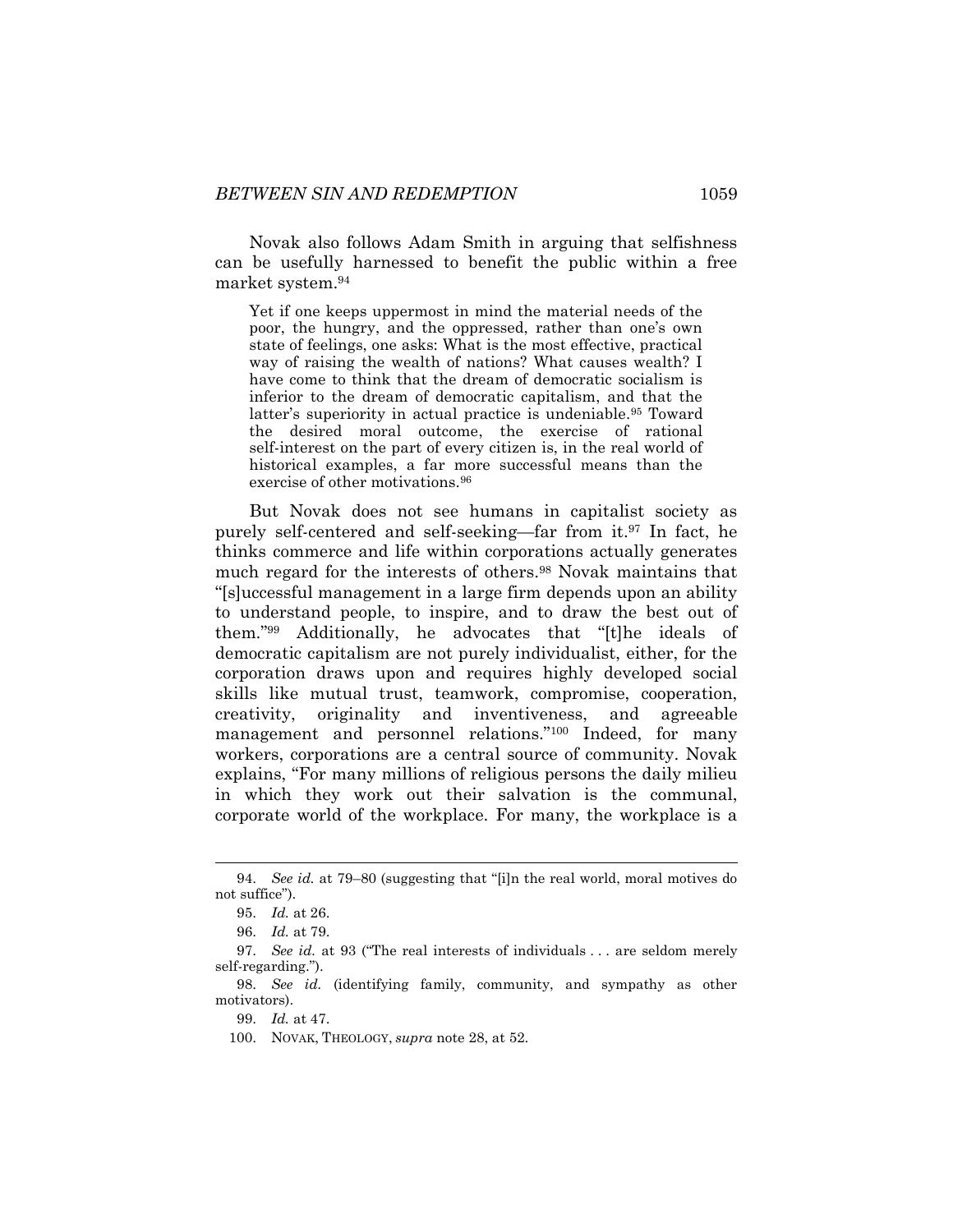Novak also follows Adam Smith in arguing that selfishness can be usefully harnessed to benefit the public within a free market system.[94]

> Yet if one keeps uppermost in mind the material needs of the poor, the hungry, and the oppressed, rather than one's own state of feelings, one asks: What is the most effective, practical way of raising the wealth of nations? What causes wealth? I have come to think that the dream of democratic socialism is inferior to the dream of democratic capitalism, and that the latter's superiority in actual practice is undeniable.[95] Toward the desired moral outcome, the exercise of rational self-interest on the part of every citizen is, in the real world of historical examples, a far more successful means than the exercise of other motivations.[96]

But Novak does not see humans in capitalist society as purely self-centered and self-seeking—far from it.[97] In fact, he thinks commerce and life within corporations actually generates much regard for the interests of others.[98] Novak maintains that "[s]uccessful management in a large firm depends upon an ability to understand people, to inspire, and to draw the best out of them."[99] Additionally, he advocates that "[t]he ideals of democratic capitalism are not purely individualist, either, for the corporation draws upon and requires highly developed social skills like mutual trust, teamwork, compromise, cooperation, creativity, originality and inventiveness, and agreeable management and personnel relations."[100] Indeed, for many workers, corporations are a central source of community. Novak explains, "For many millions of religious persons the daily milieu in which they work out their salvation is the communal, corporate world of the workplace. For many, the workplace is a

---

94. *See id.* at 79–80 (suggesting that "[i]n the real world, moral motives do not suffice").

95. *Id.* at 26.

96. *Id.* at 79.

97. *See id.* at 93 ("The real interests of individuals . . . are seldom merely self-regarding.").

98. *See id.* (identifying family, community, and sympathy as other motivators).

99. *Id.* at 47.

100. NOVAK, THEOLOGY, *supra* note 28, at 52.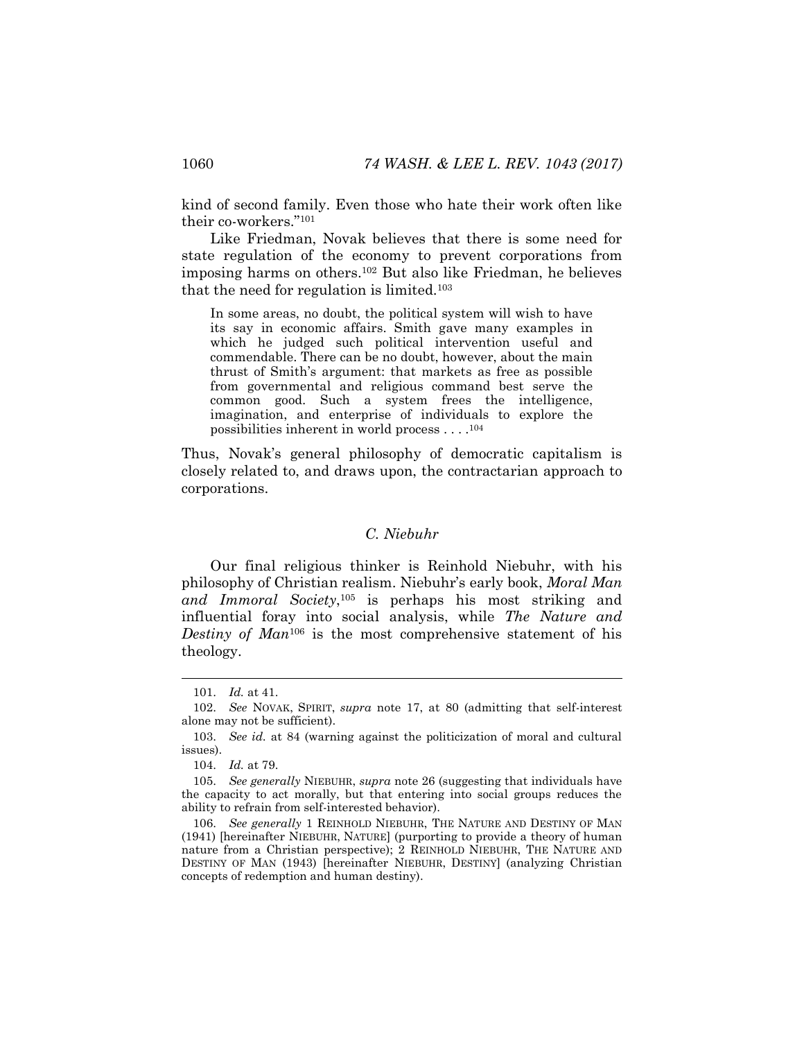kind of second family. Even those who hate their work often like their co-workers."[101]

Like Friedman, Novak believes that there is some need for state regulation of the economy to prevent corporations from imposing harms on others.[102] But also like Friedman, he believes that the need for regulation is limited.[103]

> In some areas, no doubt, the political system will wish to have its say in economic affairs. Smith gave many examples in which he judged such political intervention useful and commendable. There can be no doubt, however, about the main thrust of Smith's argument: that markets as free as possible from governmental and religious command best serve the common good. Such a system frees the intelligence, imagination, and enterprise of individuals to explore the possibilities inherent in world process . . . .[104]

Thus, Novak's general philosophy of democratic capitalism is closely related to, and draws upon, the contractarian approach to corporations.

### *C. Niebuhr*

Our final religious thinker is Reinhold Niebuhr, with his philosophy of Christian realism. Niebuhr's early book, *Moral Man and Immoral Society*,[105] is perhaps his most striking and influential foray into social analysis, while *The Nature and Destiny of Man*[106] is the most comprehensive statement of his theology.

---

101. *Id.* at 41.

102. *See* NOVAK, SPIRIT, *supra* note 17, at 80 (admitting that self-interest alone may not be sufficient).

103. *See id.* at 84 (warning against the politicization of moral and cultural issues).

104. *Id.* at 79.

105. *See generally* NIEBUHR, *supra* note 26 (suggesting that individuals have the capacity to act morally, but that entering into social groups reduces the ability to refrain from self-interested behavior).

106. *See generally* 1 REINHOLD NIEBUHR, THE NATURE AND DESTINY OF MAN (1941) [hereinafter NIEBUHR, NATURE] (purporting to provide a theory of human nature from a Christian perspective); 2 REINHOLD NIEBUHR, THE NATURE AND DESTINY OF MAN (1943) [hereinafter NIEBUHR, DESTINY] (analyzing Christian concepts of redemption and human destiny).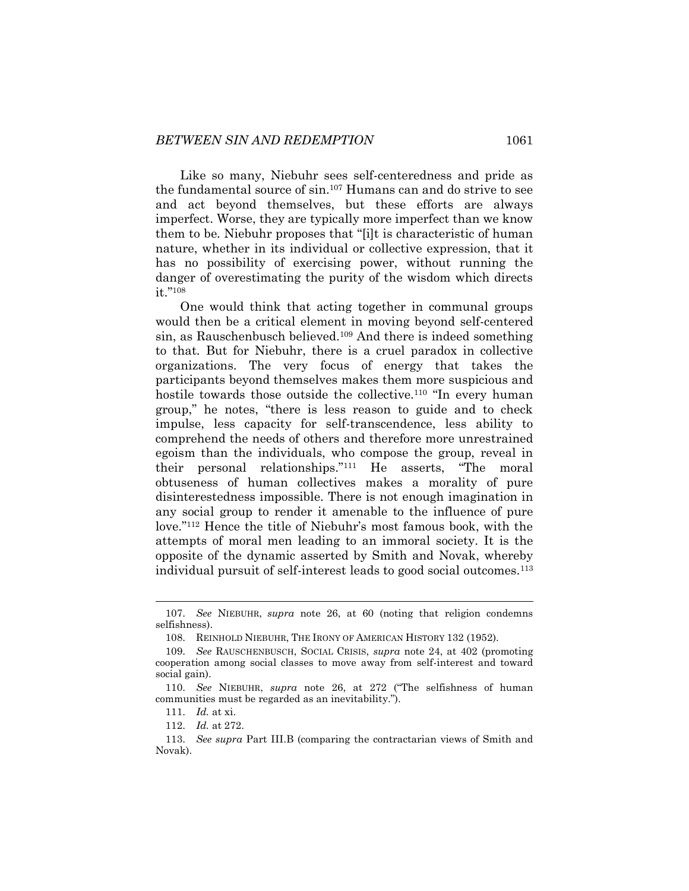Like so many, Niebuhr sees self-centeredness and pride as the fundamental source of sin.[107] Humans can and do strive to see and act beyond themselves, but these efforts are always imperfect. Worse, they are typically more imperfect than we know them to be. Niebuhr proposes that "[i]t is characteristic of human nature, whether in its individual or collective expression, that it has no possibility of exercising power, without running the danger of overestimating the purity of the wisdom which directs it."[108]

One would think that acting together in communal groups would then be a critical element in moving beyond self-centered sin, as Rauschenbusch believed.[109] And there is indeed something to that. But for Niebuhr, there is a cruel paradox in collective organizations. The very focus of energy that takes the participants beyond themselves makes them more suspicious and hostile towards those outside the collective.[110] "In every human group," he notes, "there is less reason to guide and to check impulse, less capacity for self-transcendence, less ability to comprehend the needs of others and therefore more unrestrained egoism than the individuals, who compose the group, reveal in their personal relationships."[111] He asserts, "The moral obtuseness of human collectives makes a morality of pure disinterestedness impossible. There is not enough imagination in any social group to render it amenable to the influence of pure love."[112] Hence the title of Niebuhr's most famous book, with the attempts of moral men leading to an immoral society. It is the opposite of the dynamic asserted by Smith and Novak, whereby individual pursuit of self-interest leads to good social outcomes.[113]

---

107. *See* NIEBUHR, *supra* note 26, at 60 (noting that religion condemns selfishness).

108. REINHOLD NIEBUHR, THE IRONY OF AMERICAN HISTORY 132 (1952).

109. *See* RAUSCHENBUSCH, SOCIAL CRISIS, *supra* note 24, at 402 (promoting cooperation among social classes to move away from self-interest and toward social gain).

110. *See* NIEBUHR, *supra* note 26, at 272 ("The selfishness of human communities must be regarded as an inevitability.").

111. *Id.* at xi.

112. *Id.* at 272.

113. *See supra* Part III.B (comparing the contractarian views of Smith and Novak).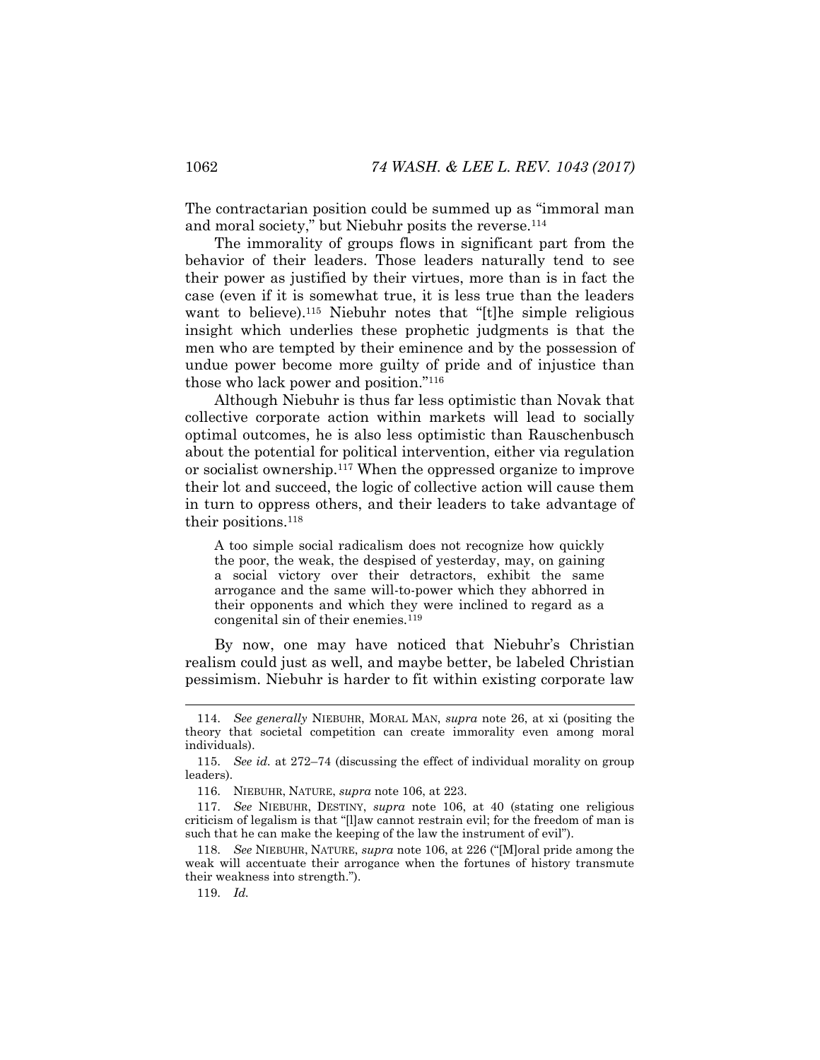The contractarian position could be summed up as "immoral man and moral society," but Niebuhr posits the reverse.[114]

The immorality of groups flows in significant part from the behavior of their leaders. Those leaders naturally tend to see their power as justified by their virtues, more than is in fact the case (even if it is somewhat true, it is less true than the leaders want to believe).[115] Niebuhr notes that "[t]he simple religious insight which underlies these prophetic judgments is that the men who are tempted by their eminence and by the possession of undue power become more guilty of pride and of injustice than those who lack power and position."[116]

Although Niebuhr is thus far less optimistic than Novak that collective corporate action within markets will lead to socially optimal outcomes, he is also less optimistic than Rauschenbusch about the potential for political intervention, either via regulation or socialist ownership.[117] When the oppressed organize to improve their lot and succeed, the logic of collective action will cause them in turn to oppress others, and their leaders to take advantage of their positions.[118]

> A too simple social radicalism does not recognize how quickly the poor, the weak, the despised of yesterday, may, on gaining a social victory over their detractors, exhibit the same arrogance and the same will-to-power which they abhorred in their opponents and which they were inclined to regard as a congenital sin of their enemies.[119]

By now, one may have noticed that Niebuhr's Christian realism could just as well, and maybe better, be labeled Christian pessimism. Niebuhr is harder to fit within existing corporate law

---

114. *See generally* NIEBUHR, MORAL MAN, *supra* note 26, at xi (positing the theory that societal competition can create immorality even among moral individuals).

115. *See id.* at 272–74 (discussing the effect of individual morality on group leaders).

116. NIEBUHR, NATURE, *supra* note 106, at 223.

117. *See* NIEBUHR, DESTINY, *supra* note 106, at 40 (stating one religious criticism of legalism is that "[l]aw cannot restrain evil; for the freedom of man is such that he can make the keeping of the law the instrument of evil").

118. *See* NIEBUHR, NATURE, *supra* note 106, at 226 ("[M]oral pride among the weak will accentuate their arrogance when the fortunes of history transmute their weakness into strength.").

119. *Id.*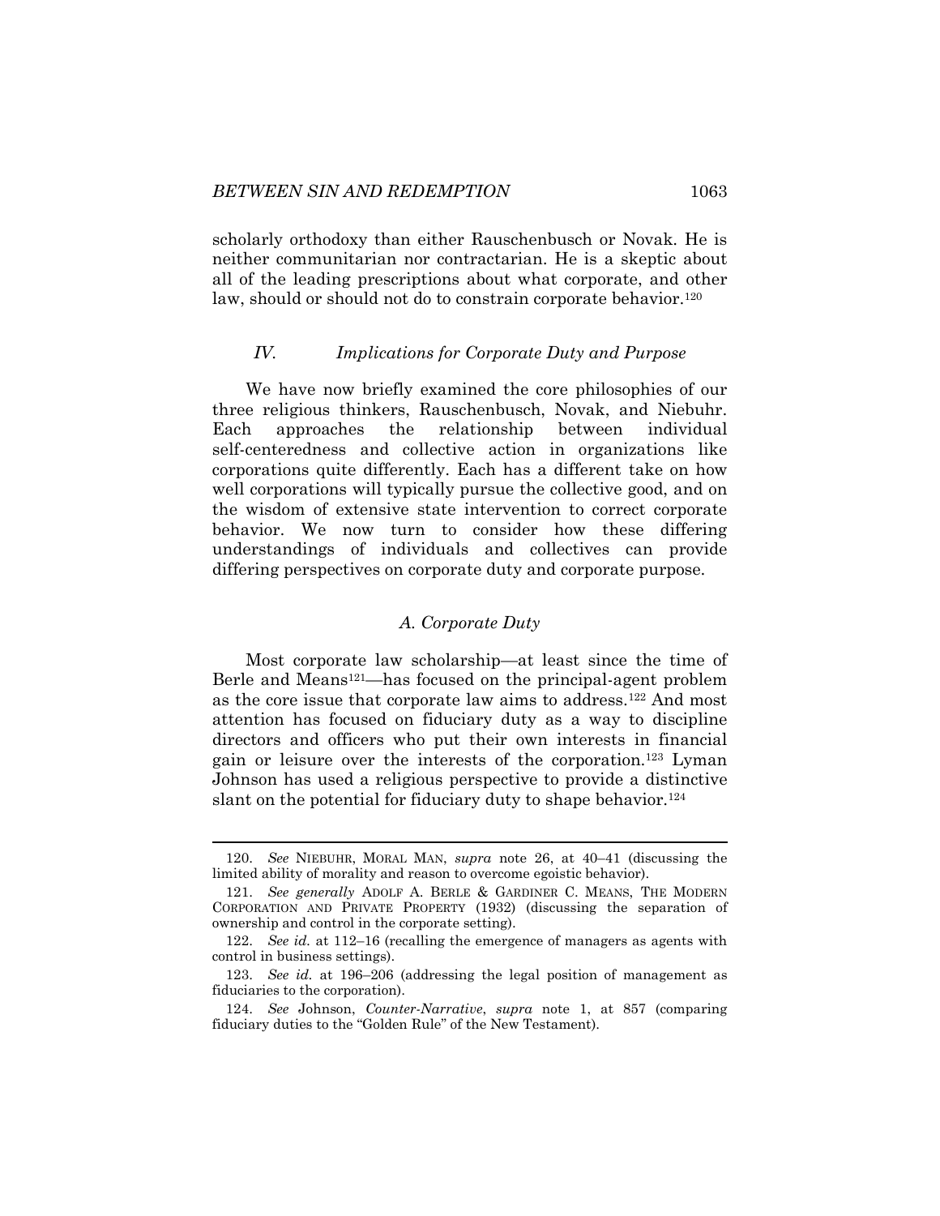scholarly orthodoxy than either Rauschenbusch or Novak. He is neither communitarian nor contractarian. He is a skeptic about all of the leading prescriptions about what corporate, and other law, should or should not do to constrain corporate behavior.[120]

## *IV. Implications for Corporate Duty and Purpose*

We have now briefly examined the core philosophies of our three religious thinkers, Rauschenbusch, Novak, and Niebuhr. Each approaches the relationship between individual self-centeredness and collective action in organizations like corporations quite differently. Each has a different take on how well corporations will typically pursue the collective good, and on the wisdom of extensive state intervention to correct corporate behavior. We now turn to consider how these differing understandings of individuals and collectives can provide differing perspectives on corporate duty and corporate purpose.

### *A. Corporate Duty*

Most corporate law scholarship—at least since the time of Berle and Means[121]—has focused on the principal-agent problem as the core issue that corporate law aims to address.[122] And most attention has focused on fiduciary duty as a way to discipline directors and officers who put their own interests in financial gain or leisure over the interests of the corporation.[123] Lyman Johnson has used a religious perspective to provide a distinctive slant on the potential for fiduciary duty to shape behavior.[124]

---

120. *See* NIEBUHR, MORAL MAN, *supra* note 26, at 40–41 (discussing the limited ability of morality and reason to overcome egoistic behavior).

121. *See generally* ADOLF A. BERLE & GARDINER C. MEANS, THE MODERN CORPORATION AND PRIVATE PROPERTY (1932) (discussing the separation of ownership and control in the corporate setting).

122. *See id.* at 112–16 (recalling the emergence of managers as agents with control in business settings).

123. *See id.* at 196–206 (addressing the legal position of management as fiduciaries to the corporation).

124. *See* Johnson, *Counter-Narrative*, *supra* note 1, at 857 (comparing fiduciary duties to the "Golden Rule" of the New Testament).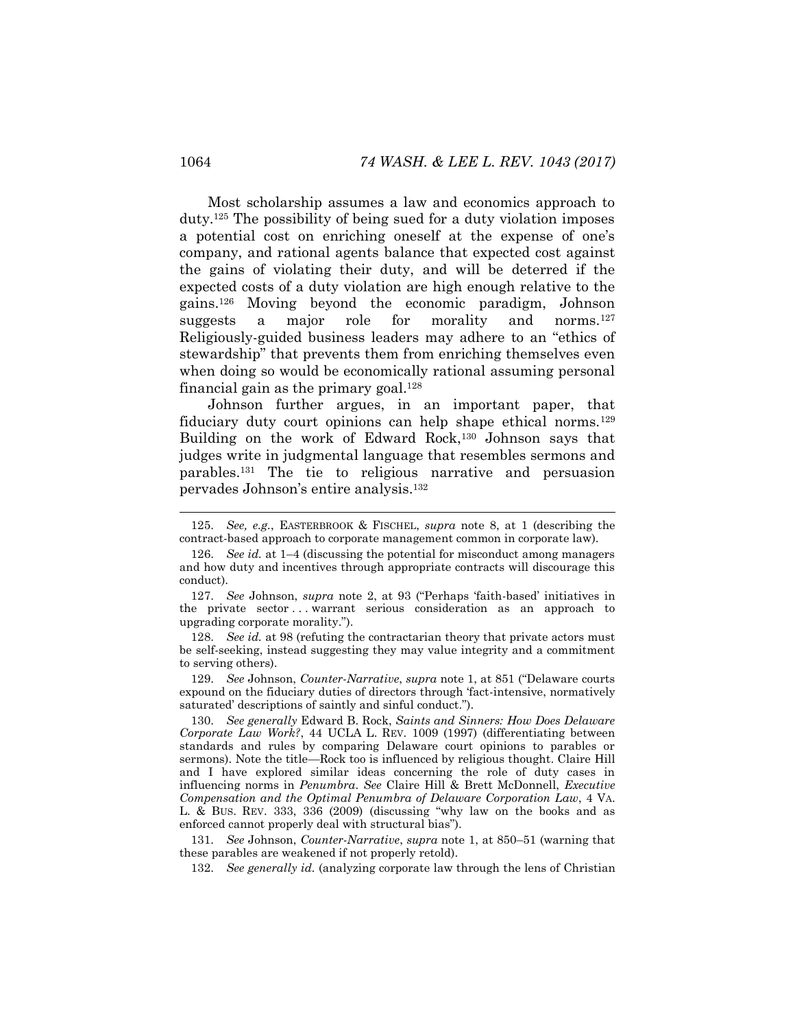Most scholarship assumes a law and economics approach to duty.[125] The possibility of being sued for a duty violation imposes a potential cost on enriching oneself at the expense of one's company, and rational agents balance that expected cost against the gains of violating their duty, and will be deterred if the expected costs of a duty violation are high enough relative to the gains.[126] Moving beyond the economic paradigm, Johnson suggests a major role for morality and norms.[127] Religiously-guided business leaders may adhere to an "ethics of stewardship" that prevents them from enriching themselves even when doing so would be economically rational assuming personal financial gain as the primary goal.[128]

Johnson further argues, in an important paper, that fiduciary duty court opinions can help shape ethical norms.[129] Building on the work of Edward Rock,[130] Johnson says that judges write in judgmental language that resembles sermons and parables.[131] The tie to religious narrative and persuasion pervades Johnson's entire analysis.[132]

---

125. *See, e.g.*, EASTERBROOK & FISCHEL, *supra* note 8, at 1 (describing the contract-based approach to corporate management common in corporate law).

126. *See id.* at 1–4 (discussing the potential for misconduct among managers and how duty and incentives through appropriate contracts will discourage this conduct).

127. *See* Johnson, *supra* note 2, at 93 ("Perhaps 'faith-based' initiatives in the private sector . . . warrant serious consideration as an approach to upgrading corporate morality.").

128. *See id.* at 98 (refuting the contractarian theory that private actors must be self-seeking, instead suggesting they may value integrity and a commitment to serving others).

129. *See* Johnson, *Counter-Narrative*, *supra* note 1, at 851 ("Delaware courts expound on the fiduciary duties of directors through 'fact-intensive, normatively saturated' descriptions of saintly and sinful conduct.").

130. *See generally* Edward B. Rock, *Saints and Sinners: How Does Delaware Corporate Law Work?*, 44 UCLA L. REV. 1009 (1997) (differentiating between standards and rules by comparing Delaware court opinions to parables or sermons). Note the title—Rock too is influenced by religious thought. Claire Hill and I have explored similar ideas concerning the role of duty cases in influencing norms in *Penumbra*. *See* Claire Hill & Brett McDonnell, *Executive Compensation and the Optimal Penumbra of Delaware Corporation Law*, 4 VA. L. & BUS. REV. 333, 336 (2009) (discussing "why law on the books and as enforced cannot properly deal with structural bias").

131. *See* Johnson, *Counter-Narrative*, *supra* note 1, at 850–51 (warning that these parables are weakened if not properly retold).

132. *See generally id.* (analyzing corporate law through the lens of Christian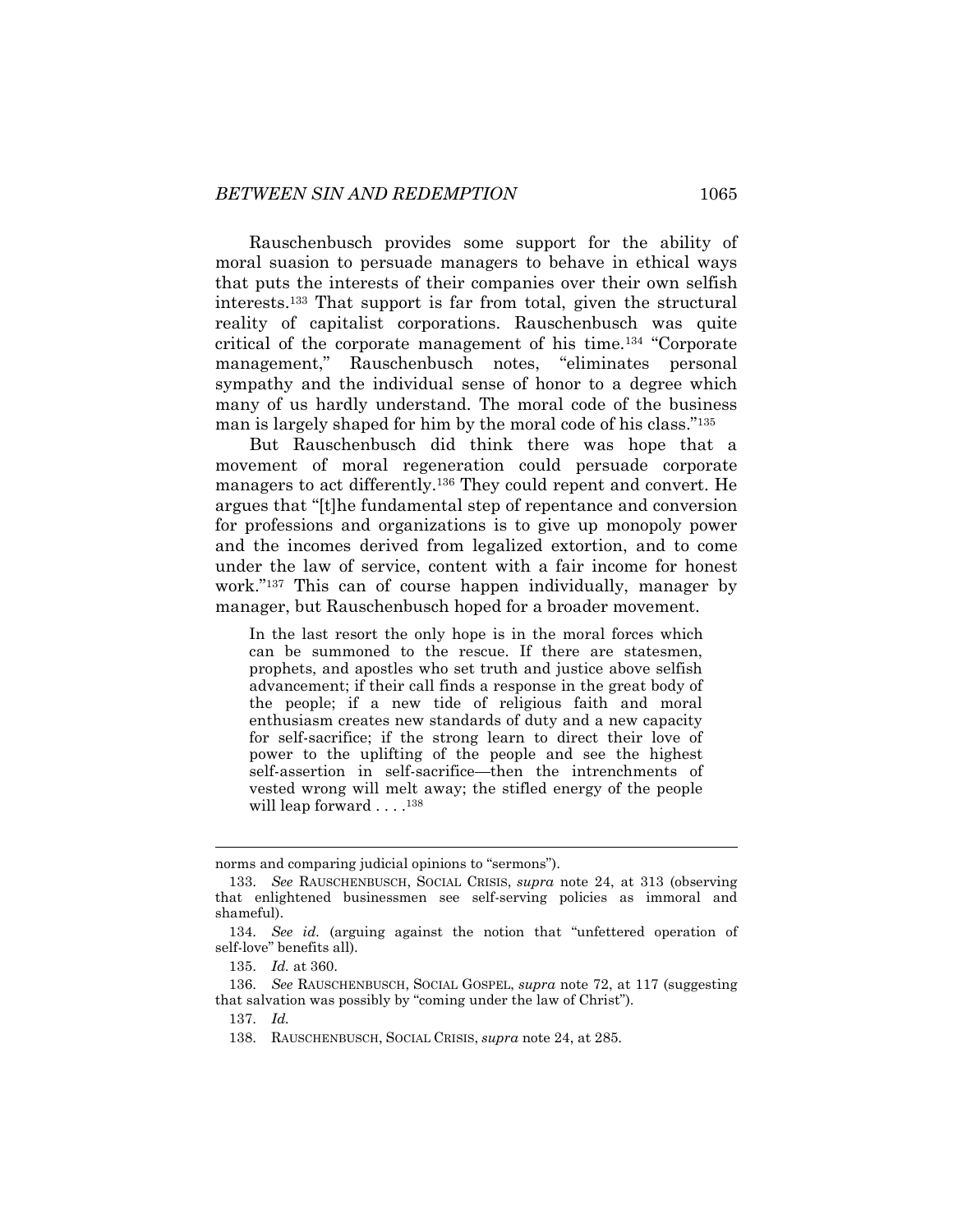Rauschenbusch provides some support for the ability of moral suasion to persuade managers to behave in ethical ways that puts the interests of their companies over their own selfish interests.[133] That support is far from total, given the structural reality of capitalist corporations. Rauschenbusch was quite critical of the corporate management of his time.[134] "Corporate management," Rauschenbusch notes, "eliminates personal sympathy and the individual sense of honor to a degree which many of us hardly understand. The moral code of the business man is largely shaped for him by the moral code of his class."[135]

But Rauschenbusch did think there was hope that a movement of moral regeneration could persuade corporate managers to act differently.[136] They could repent and convert. He argues that "[t]he fundamental step of repentance and conversion for professions and organizations is to give up monopoly power and the incomes derived from legalized extortion, and to come under the law of service, content with a fair income for honest work."[137] This can of course happen individually, manager by manager, but Rauschenbusch hoped for a broader movement.

> In the last resort the only hope is in the moral forces which can be summoned to the rescue. If there are statesmen, prophets, and apostles who set truth and justice above selfish advancement; if their call finds a response in the great body of the people; if a new tide of religious faith and moral enthusiasm creates new standards of duty and a new capacity for self-sacrifice; if the strong learn to direct their love of power to the uplifting of the people and see the highest self-assertion in self-sacrifice—then the intrenchments of vested wrong will melt away; the stifled energy of the people will leap forward . . . .[138]

---

norms and comparing judicial opinions to "sermons").

133. *See* RAUSCHENBUSCH, SOCIAL CRISIS, *supra* note 24, at 313 (observing that enlightened businessmen see self-serving policies as immoral and shameful).

134. *See id.* (arguing against the notion that "unfettered operation of self-love" benefits all).

135. *Id.* at 360.

136. *See* RAUSCHENBUSCH, SOCIAL GOSPEL, *supra* note 72, at 117 (suggesting that salvation was possibly by "coming under the law of Christ").

137. *Id.*

138. RAUSCHENBUSCH, SOCIAL CRISIS, *supra* note 24, at 285.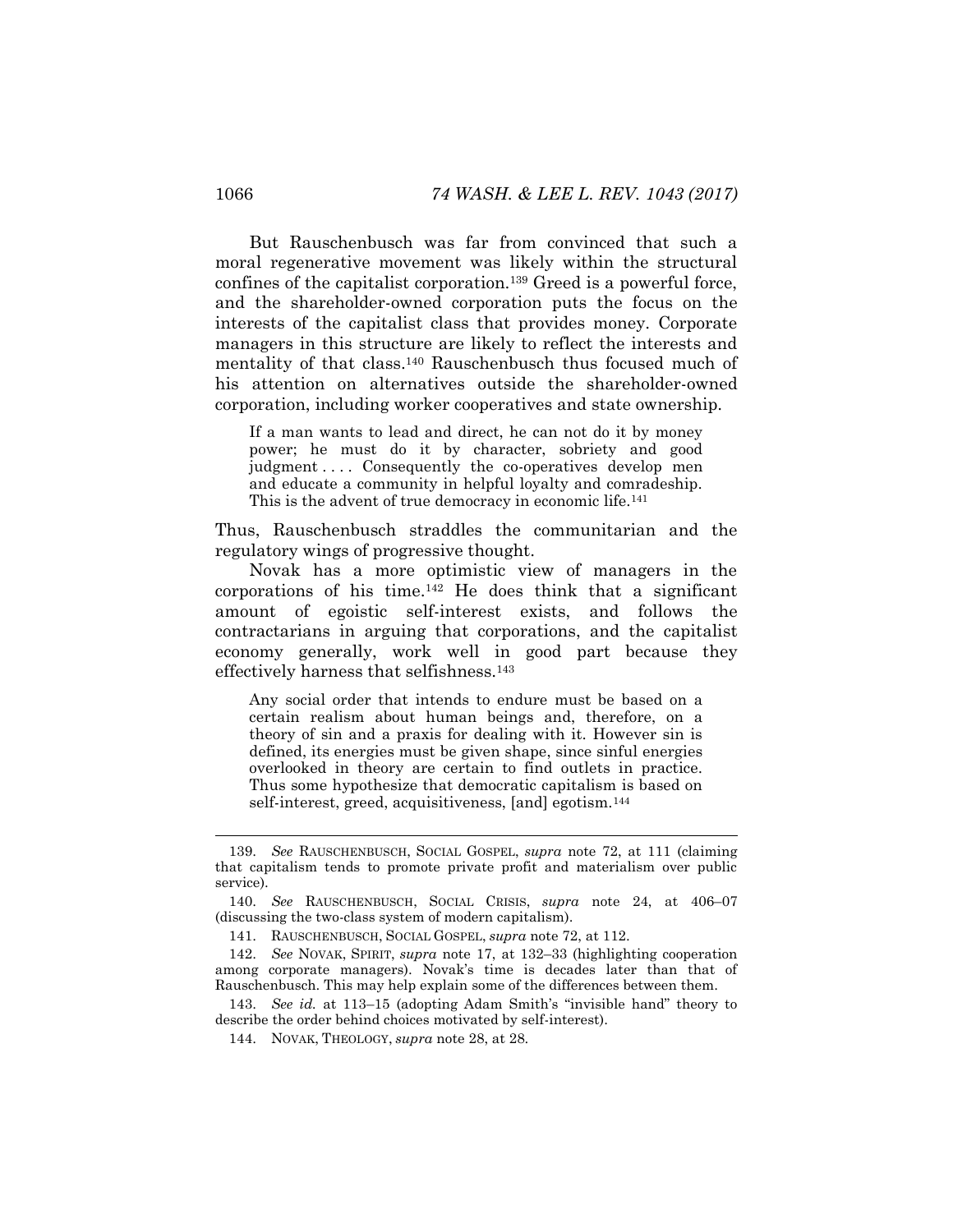But Rauschenbusch was far from convinced that such a moral regenerative movement was likely within the structural confines of the capitalist corporation.[139] Greed is a powerful force, and the shareholder-owned corporation puts the focus on the interests of the capitalist class that provides money. Corporate managers in this structure are likely to reflect the interests and mentality of that class.[140] Rauschenbusch thus focused much of his attention on alternatives outside the shareholder-owned corporation, including worker cooperatives and state ownership.

> If a man wants to lead and direct, he can not do it by money power; he must do it by character, sobriety and good judgment . . . . Consequently the co-operatives develop men and educate a community in helpful loyalty and comradeship. This is the advent of true democracy in economic life.[141]

Thus, Rauschenbusch straddles the communitarian and the regulatory wings of progressive thought.

Novak has a more optimistic view of managers in the corporations of his time.[142] He does think that a significant amount of egoistic self-interest exists, and follows the contractarians in arguing that corporations, and the capitalist economy generally, work well in good part because they effectively harness that selfishness.[143]

> Any social order that intends to endure must be based on a certain realism about human beings and, therefore, on a theory of sin and a praxis for dealing with it. However sin is defined, its energies must be given shape, since sinful energies overlooked in theory are certain to find outlets in practice. Thus some hypothesize that democratic capitalism is based on self-interest, greed, acquisitiveness, [and] egotism.[144]

---

139. *See* RAUSCHENBUSCH, SOCIAL GOSPEL, *supra* note 72, at 111 (claiming that capitalism tends to promote private profit and materialism over public service).

140. *See* RAUSCHENBUSCH, SOCIAL CRISIS, *supra* note 24, at 406–07 (discussing the two-class system of modern capitalism).

141. RAUSCHENBUSCH, SOCIAL GOSPEL, *supra* note 72, at 112.

142. *See* NOVAK, SPIRIT, *supra* note 17, at 132–33 (highlighting cooperation among corporate managers). Novak's time is decades later than that of Rauschenbusch. This may help explain some of the differences between them.

143. *See id.* at 113–15 (adopting Adam Smith's "invisible hand" theory to describe the order behind choices motivated by self-interest).

144. NOVAK, THEOLOGY, *supra* note 28, at 28.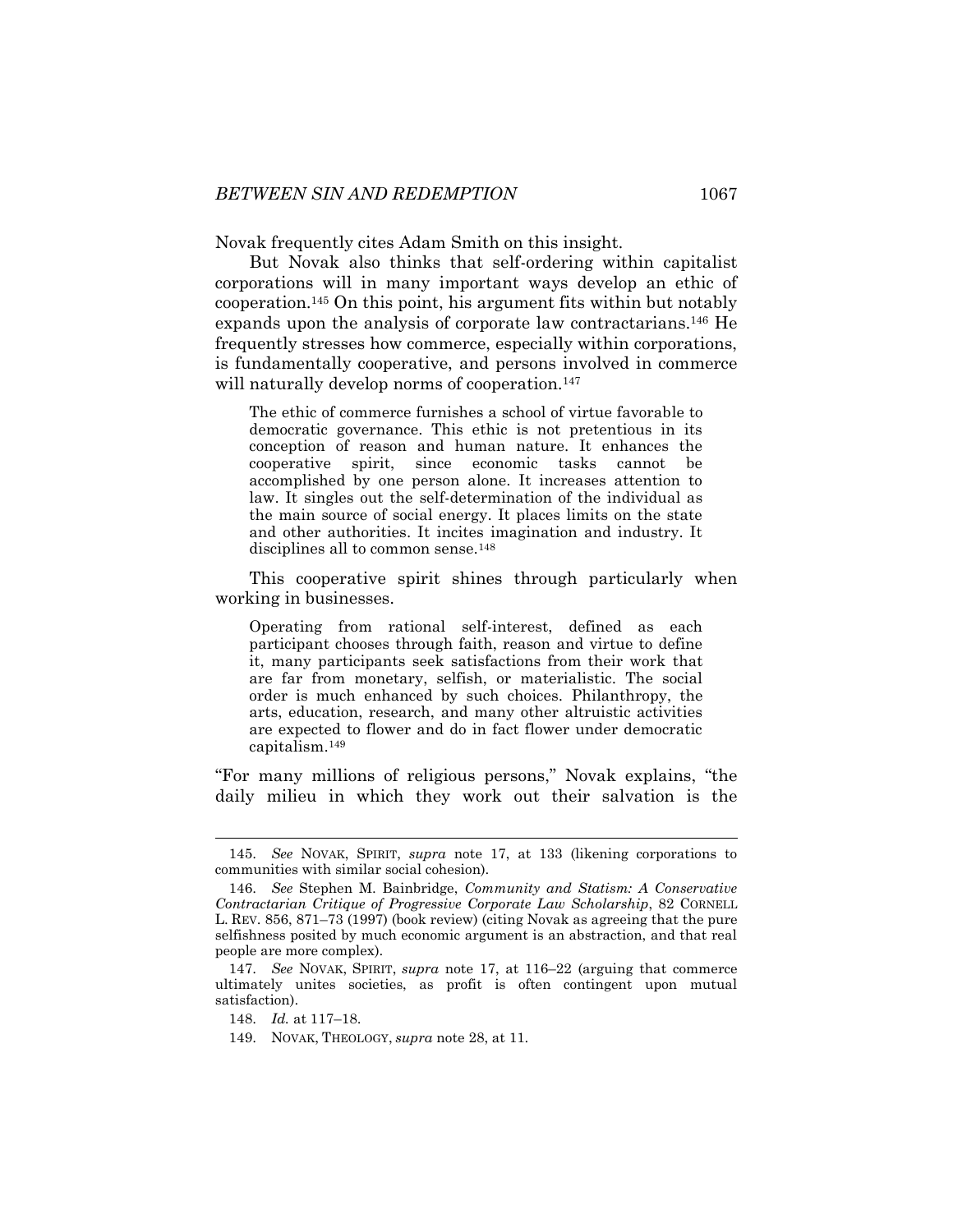Novak frequently cites Adam Smith on this insight.

But Novak also thinks that self-ordering within capitalist corporations will in many important ways develop an ethic of cooperation.[145] On this point, his argument fits within but notably expands upon the analysis of corporate law contractarians.[146] He frequently stresses how commerce, especially within corporations, is fundamentally cooperative, and persons involved in commerce will naturally develop norms of cooperation.[147]

> The ethic of commerce furnishes a school of virtue favorable to democratic governance. This ethic is not pretentious in its conception of reason and human nature. It enhances the cooperative spirit, since economic tasks cannot be accomplished by one person alone. It increases attention to law. It singles out the self-determination of the individual as the main source of social energy. It places limits on the state and other authorities. It incites imagination and industry. It disciplines all to common sense.[148]

This cooperative spirit shines through particularly when working in businesses.

> Operating from rational self-interest, defined as each participant chooses through faith, reason and virtue to define it, many participants seek satisfactions from their work that are far from monetary, selfish, or materialistic. The social order is much enhanced by such choices. Philanthropy, the arts, education, research, and many other altruistic activities are expected to flower and do in fact flower under democratic capitalism.[149]

"For many millions of religious persons," Novak explains, "the daily milieu in which they work out their salvation is the

---

145. *See* NOVAK, SPIRIT, *supra* note 17, at 133 (likening corporations to communities with similar social cohesion).

146. *See* Stephen M. Bainbridge, *Community and Statism: A Conservative Contractarian Critique of Progressive Corporate Law Scholarship*, 82 CORNELL L. REV. 856, 871–73 (1997) (book review) (citing Novak as agreeing that the pure selfishness posited by much economic argument is an abstraction, and that real people are more complex).

147. *See* NOVAK, SPIRIT, *supra* note 17, at 116–22 (arguing that commerce ultimately unites societies, as profit is often contingent upon mutual satisfaction).

148. *Id.* at 117–18.

149. NOVAK, THEOLOGY, *supra* note 28, at 11.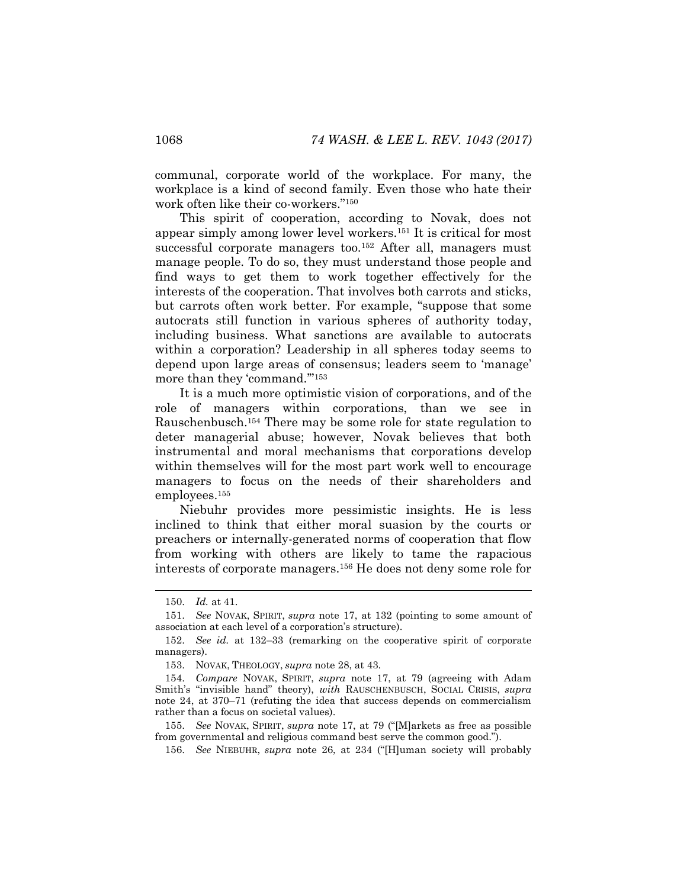communal, corporate world of the workplace. For many, the workplace is a kind of second family. Even those who hate their work often like their co-workers."[150]

This spirit of cooperation, according to Novak, does not appear simply among lower level workers.[151] It is critical for most successful corporate managers too.[152] After all, managers must manage people. To do so, they must understand those people and find ways to get them to work together effectively for the interests of the cooperation. That involves both carrots and sticks, but carrots often work better. For example, "suppose that some autocrats still function in various spheres of authority today, including business. What sanctions are available to autocrats within a corporation? Leadership in all spheres today seems to depend upon large areas of consensus; leaders seem to 'manage' more than they 'command.'"[153]

It is a much more optimistic vision of corporations, and of the role of managers within corporations, than we see in Rauschenbusch.[154] There may be some role for state regulation to deter managerial abuse; however, Novak believes that both instrumental and moral mechanisms that corporations develop within themselves will for the most part work well to encourage managers to focus on the needs of their shareholders and employees.[155]

Niebuhr provides more pessimistic insights. He is less inclined to think that either moral suasion by the courts or preachers or internally-generated norms of cooperation that flow from working with others are likely to tame the rapacious interests of corporate managers.[156] He does not deny some role for

---

150. *Id.* at 41.

151. *See* NOVAK, SPIRIT, *supra* note 17, at 132 (pointing to some amount of association at each level of a corporation's structure).

152. *See id.* at 132–33 (remarking on the cooperative spirit of corporate managers).

153. NOVAK, THEOLOGY, *supra* note 28, at 43.

154. *Compare* NOVAK, SPIRIT, *supra* note 17, at 79 (agreeing with Adam Smith's "invisible hand" theory), *with* RAUSCHENBUSCH, SOCIAL CRISIS, *supra* note 24, at 370–71 (refuting the idea that success depends on commercialism rather than a focus on societal values).

155. *See* NOVAK, SPIRIT, *supra* note 17, at 79 ("[M]arkets as free as possible from governmental and religious command best serve the common good.").

156. *See* NIEBUHR, *supra* note 26, at 234 ("[H]uman society will probably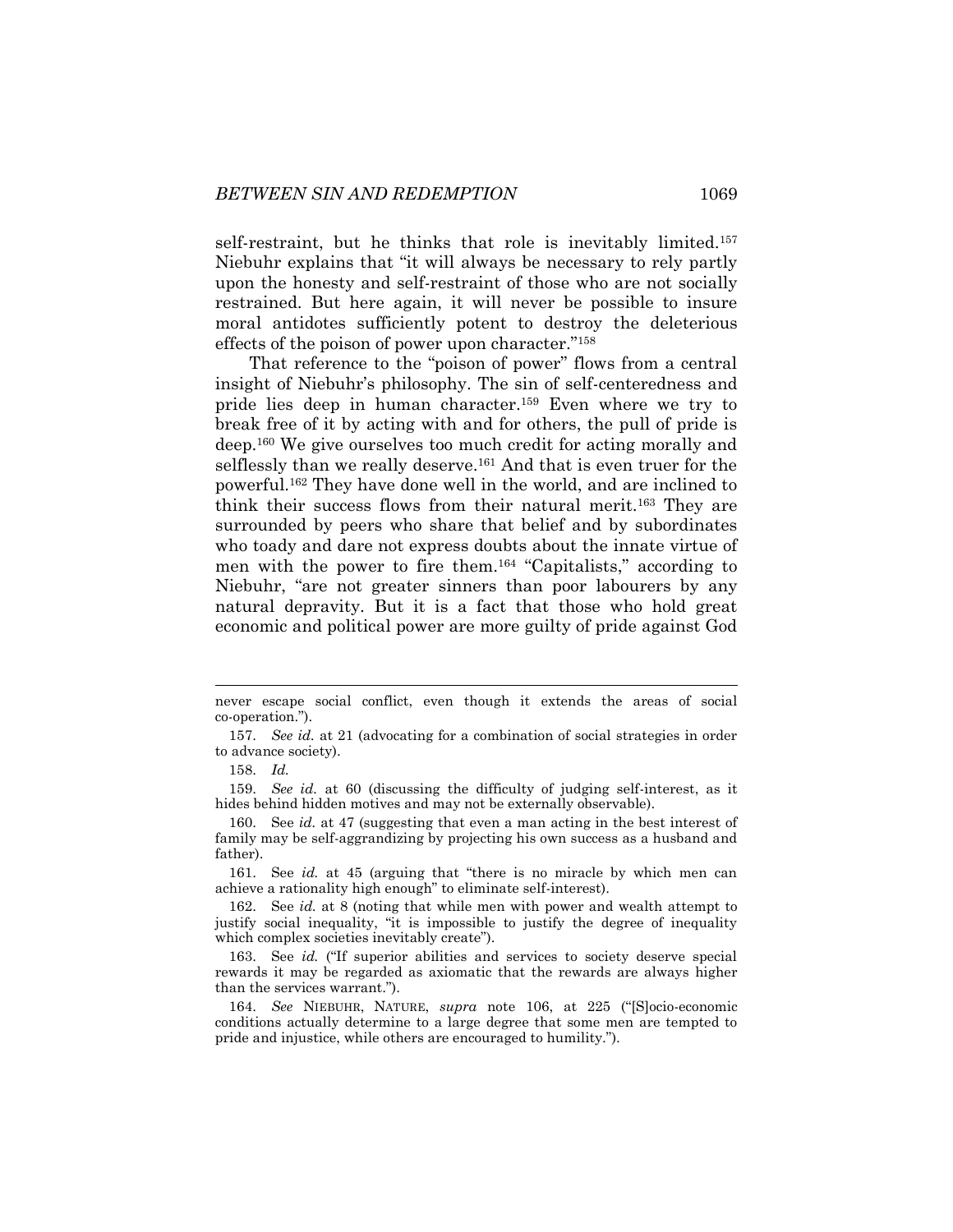self-restraint, but he thinks that role is inevitably limited.[157] Niebuhr explains that "it will always be necessary to rely partly upon the honesty and self-restraint of those who are not socially restrained. But here again, it will never be possible to insure moral antidotes sufficiently potent to destroy the deleterious effects of the poison of power upon character."[158]

That reference to the "poison of power" flows from a central insight of Niebuhr's philosophy. The sin of self-centeredness and pride lies deep in human character.[159] Even where we try to break free of it by acting with and for others, the pull of pride is deep.[160] We give ourselves too much credit for acting morally and selflessly than we really deserve.[161] And that is even truer for the powerful.[162] They have done well in the world, and are inclined to think their success flows from their natural merit.[163] They are surrounded by peers who share that belief and by subordinates who toady and dare not express doubts about the innate virtue of men with the power to fire them.[164] "Capitalists," according to Niebuhr, "are not greater sinners than poor labourers by any natural depravity. But it is a fact that those who hold great economic and political power are more guilty of pride against God

---

never escape social conflict, even though it extends the areas of social co-operation.").

157. *See id.* at 21 (advocating for a combination of social strategies in order to advance society).

158. *Id.*

159. *See id.* at 60 (discussing the difficulty of judging self-interest, as it hides behind hidden motives and may not be externally observable).

160. See *id.* at 47 (suggesting that even a man acting in the best interest of family may be self-aggrandizing by projecting his own success as a husband and father).

161. See *id.* at 45 (arguing that "there is no miracle by which men can achieve a rationality high enough" to eliminate self-interest).

162. See *id.* at 8 (noting that while men with power and wealth attempt to justify social inequality, "it is impossible to justify the degree of inequality which complex societies inevitably create").

163. See *id.* ("If superior abilities and services to society deserve special rewards it may be regarded as axiomatic that the rewards are always higher than the services warrant.").

164. *See* NIEBUHR, NATURE, *supra* note 106, at 225 ("[S]ocio-economic conditions actually determine to a large degree that some men are tempted to pride and injustice, while others are encouraged to humility.").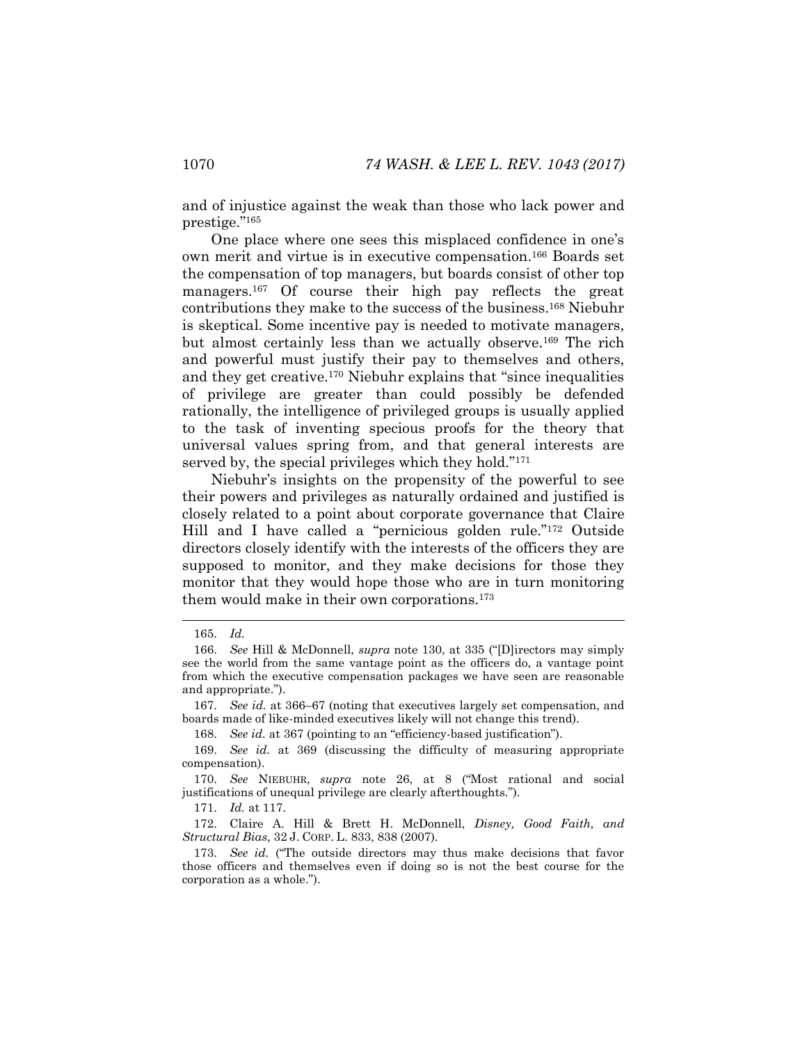and of injustice against the weak than those who lack power and prestige."[165]

One place where one sees this misplaced confidence in one's own merit and virtue is in executive compensation.[166] Boards set the compensation of top managers, but boards consist of other top managers.[167] Of course their high pay reflects the great contributions they make to the success of the business.[168] Niebuhr is skeptical. Some incentive pay is needed to motivate managers, but almost certainly less than we actually observe.[169] The rich and powerful must justify their pay to themselves and others, and they get creative.[170] Niebuhr explains that "since inequalities of privilege are greater than could possibly be defended rationally, the intelligence of privileged groups is usually applied to the task of inventing specious proofs for the theory that universal values spring from, and that general interests are served by, the special privileges which they hold."[171]

Niebuhr's insights on the propensity of the powerful to see their powers and privileges as naturally ordained and justified is closely related to a point about corporate governance that Claire Hill and I have called a "pernicious golden rule."[172] Outside directors closely identify with the interests of the officers they are supposed to monitor, and they make decisions for those they monitor that they would hope those who are in turn monitoring them would make in their own corporations.[173]

---

165. *Id.*

166. *See* Hill & McDonnell, *supra* note 130, at 335 ("[D]irectors may simply see the world from the same vantage point as the officers do, a vantage point from which the executive compensation packages we have seen are reasonable and appropriate.").

167. *See id.* at 366–67 (noting that executives largely set compensation, and boards made of like-minded executives likely will not change this trend).

168. *See id.* at 367 (pointing to an "efficiency-based justification").

169. *See id.* at 369 (discussing the difficulty of measuring appropriate compensation).

170. *See* NIEBUHR, *supra* note 26, at 8 ("Most rational and social justifications of unequal privilege are clearly afterthoughts.").

171. *Id.* at 117.

172. Claire A. Hill & Brett H. McDonnell, *Disney, Good Faith, and Structural Bias*, 32 J. CORP. L. 833, 838 (2007).

173. *See id.* ("The outside directors may thus make decisions that favor those officers and themselves even if doing so is not the best course for the corporation as a whole.").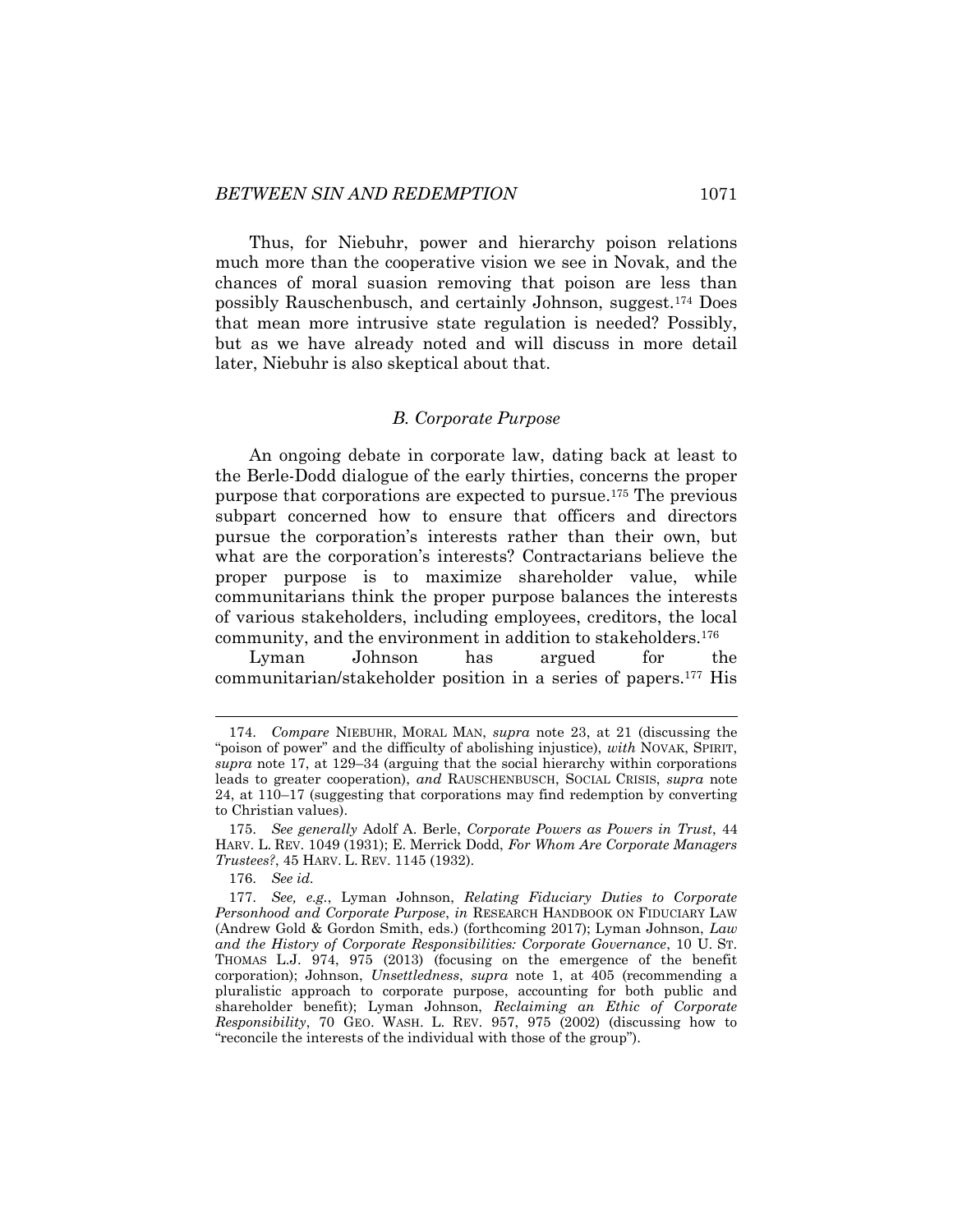Thus, for Niebuhr, power and hierarchy poison relations much more than the cooperative vision we see in Novak, and the chances of moral suasion removing that poison are less than possibly Rauschenbusch, and certainly Johnson, suggest.[174] Does that mean more intrusive state regulation is needed? Possibly, but as we have already noted and will discuss in more detail later, Niebuhr is also skeptical about that.

### *B. Corporate Purpose*

An ongoing debate in corporate law, dating back at least to the Berle-Dodd dialogue of the early thirties, concerns the proper purpose that corporations are expected to pursue.[175] The previous subpart concerned how to ensure that officers and directors pursue the corporation's interests rather than their own, but what are the corporation's interests? Contractarians believe the proper purpose is to maximize shareholder value, while communitarians think the proper purpose balances the interests of various stakeholders, including employees, creditors, the local community, and the environment in addition to stakeholders.[176]

Lyman Johnson has argued for the communitarian/stakeholder position in a series of papers.[177] His

---

174. *Compare* NIEBUHR, MORAL MAN, *supra* note 23, at 21 (discussing the "poison of power" and the difficulty of abolishing injustice), *with* NOVAK, SPIRIT, *supra* note 17, at 129–34 (arguing that the social hierarchy within corporations leads to greater cooperation), *and* RAUSCHENBUSCH, SOCIAL CRISIS, *supra* note 24, at 110–17 (suggesting that corporations may find redemption by converting to Christian values).

175. *See generally* Adolf A. Berle, *Corporate Powers as Powers in Trust*, 44 HARV. L. REV. 1049 (1931); E. Merrick Dodd, *For Whom Are Corporate Managers Trustees?*, 45 HARV. L. REV. 1145 (1932).

176. *See id.*

177. *See, e.g.*, Lyman Johnson, *Relating Fiduciary Duties to Corporate Personhood and Corporate Purpose*, *in* RESEARCH HANDBOOK ON FIDUCIARY LAW (Andrew Gold & Gordon Smith, eds.) (forthcoming 2017); Lyman Johnson, *Law and the History of Corporate Responsibilities: Corporate Governance*, 10 U. ST. THOMAS L.J. 974, 975 (2013) (focusing on the emergence of the benefit corporation); Johnson, *Unsettledness*, *supra* note 1, at 405 (recommending a pluralistic approach to corporate purpose, accounting for both public and shareholder benefit); Lyman Johnson, *Reclaiming an Ethic of Corporate Responsibility*, 70 GEO. WASH. L. REV. 957, 975 (2002) (discussing how to "reconcile the interests of the individual with those of the group").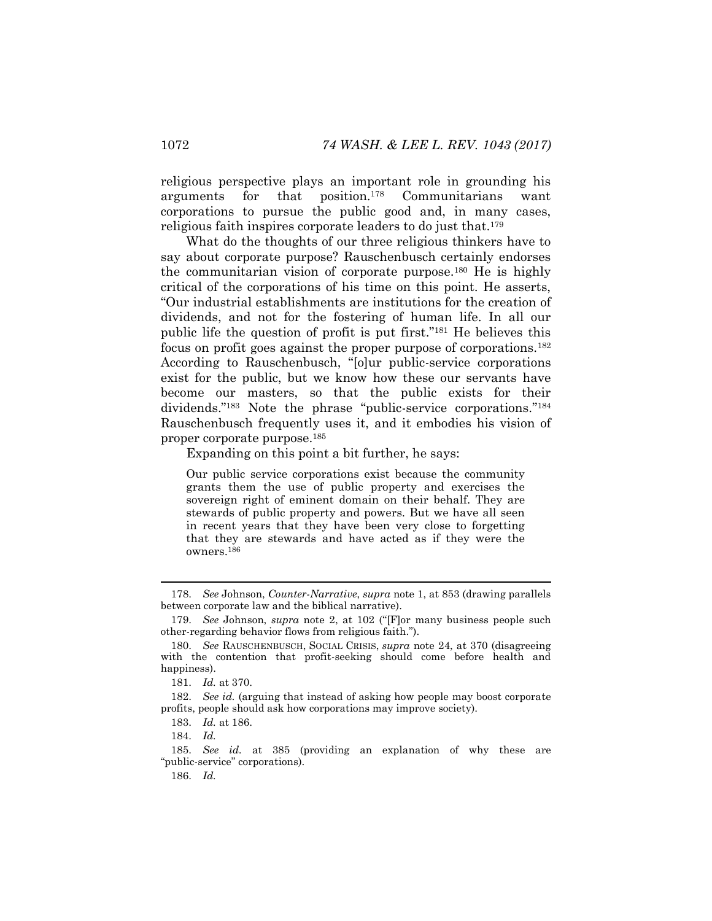religious perspective plays an important role in grounding his arguments for that position.[178] Communitarians want corporations to pursue the public good and, in many cases, religious faith inspires corporate leaders to do just that.[179]

What do the thoughts of our three religious thinkers have to say about corporate purpose? Rauschenbusch certainly endorses the communitarian vision of corporate purpose.[180] He is highly critical of the corporations of his time on this point. He asserts, "Our industrial establishments are institutions for the creation of dividends, and not for the fostering of human life. In all our public life the question of profit is put first."[181] He believes this focus on profit goes against the proper purpose of corporations.[182] According to Rauschenbusch, "[o]ur public-service corporations exist for the public, but we know how these our servants have become our masters, so that the public exists for their dividends."[183] Note the phrase "public-service corporations."[184] Rauschenbusch frequently uses it, and it embodies his vision of proper corporate purpose.[185]

Expanding on this point a bit further, he says:

> Our public service corporations exist because the community grants them the use of public property and exercises the sovereign right of eminent domain on their behalf. They are stewards of public property and powers. But we have all seen in recent years that they have been very close to forgetting that they are stewards and have acted as if they were the owners.[186]

---

178. *See* Johnson, *Counter-Narrative*, *supra* note 1, at 853 (drawing parallels between corporate law and the biblical narrative).

179. *See* Johnson, *supra* note 2, at 102 ("[F]or many business people such other-regarding behavior flows from religious faith.").

180. *See* RAUSCHENBUSCH, SOCIAL CRISIS, *supra* note 24, at 370 (disagreeing with the contention that profit-seeking should come before health and happiness).

181. *Id.* at 370.

182. *See id.* (arguing that instead of asking how people may boost corporate profits, people should ask how corporations may improve society).

183. *Id.* at 186.

184. *Id.*

185. *See id.* at 385 (providing an explanation of why these are "public-service" corporations).

186. *Id.*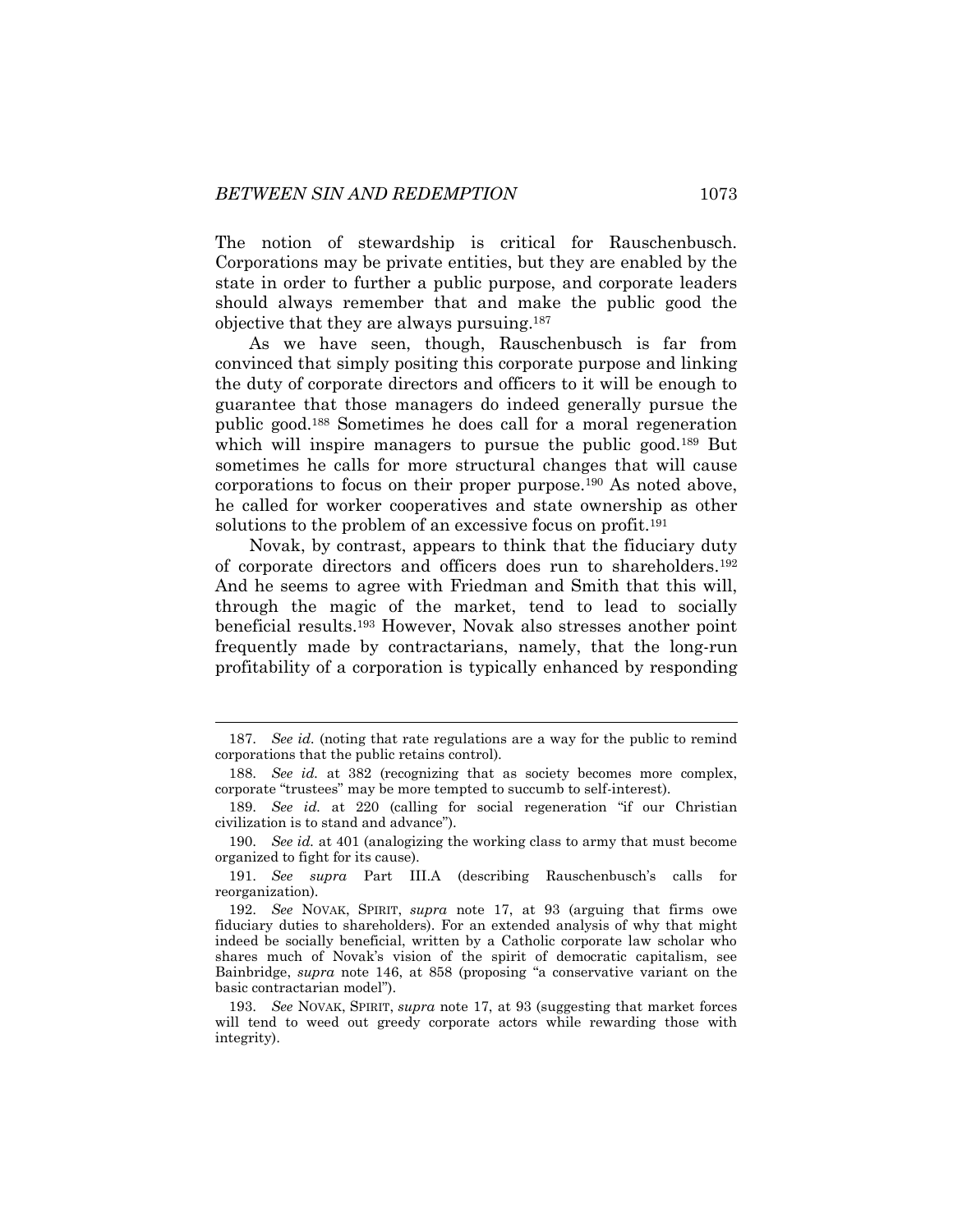The notion of stewardship is critical for Rauschenbusch. Corporations may be private entities, but they are enabled by the state in order to further a public purpose, and corporate leaders should always remember that and make the public good the objective that they are always pursuing.[187]

As we have seen, though, Rauschenbusch is far from convinced that simply positing this corporate purpose and linking the duty of corporate directors and officers to it will be enough to guarantee that those managers do indeed generally pursue the public good.[188] Sometimes he does call for a moral regeneration which will inspire managers to pursue the public good.[189] But sometimes he calls for more structural changes that will cause corporations to focus on their proper purpose.[190] As noted above, he called for worker cooperatives and state ownership as other solutions to the problem of an excessive focus on profit.[191]

Novak, by contrast, appears to think that the fiduciary duty of corporate directors and officers does run to shareholders.[192] And he seems to agree with Friedman and Smith that this will, through the magic of the market, tend to lead to socially beneficial results.[193] However, Novak also stresses another point frequently made by contractarians, namely, that the long-run profitability of a corporation is typically enhanced by responding

---

187. *See id.* (noting that rate regulations are a way for the public to remind corporations that the public retains control).

188. *See id.* at 382 (recognizing that as society becomes more complex, corporate "trustees" may be more tempted to succumb to self-interest).

189. *See id.* at 220 (calling for social regeneration "if our Christian civilization is to stand and advance").

190. *See id.* at 401 (analogizing the working class to army that must become organized to fight for its cause).

191. *See supra* Part III.A (describing Rauschenbusch's calls for reorganization).

192. *See* NOVAK, SPIRIT, *supra* note 17, at 93 (arguing that firms owe fiduciary duties to shareholders). For an extended analysis of why that might indeed be socially beneficial, written by a Catholic corporate law scholar who shares much of Novak's vision of the spirit of democratic capitalism, see Bainbridge, *supra* note 146, at 858 (proposing "a conservative variant on the basic contractarian model").

193. *See* NOVAK, SPIRIT, *supra* note 17, at 93 (suggesting that market forces will tend to weed out greedy corporate actors while rewarding those with integrity).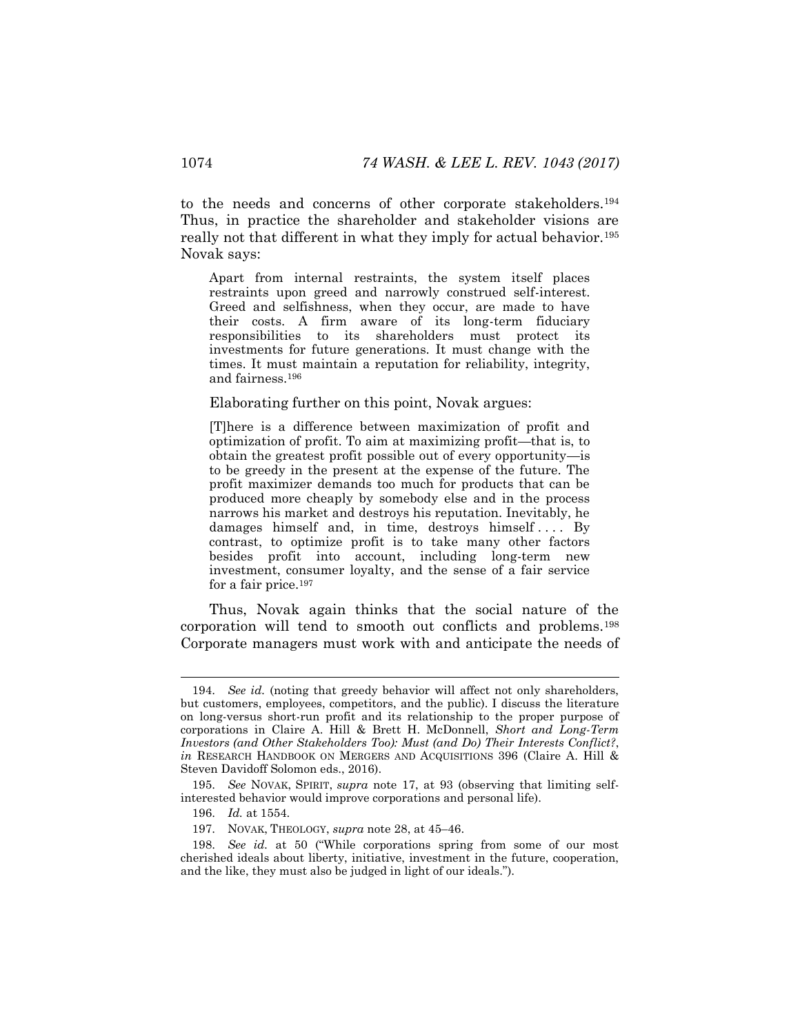to the needs and concerns of other corporate stakeholders.[194] Thus, in practice the shareholder and stakeholder visions are really not that different in what they imply for actual behavior.[195] Novak says:

> Apart from internal restraints, the system itself places restraints upon greed and narrowly construed self-interest. Greed and selfishness, when they occur, are made to have their costs. A firm aware of its long-term fiduciary responsibilities to its shareholders must protect its investments for future generations. It must change with the times. It must maintain a reputation for reliability, integrity, and fairness.[196]

Elaborating further on this point, Novak argues:

> [T]here is a difference between maximization of profit and optimization of profit. To aim at maximizing profit—that is, to obtain the greatest profit possible out of every opportunity—is to be greedy in the present at the expense of the future. The profit maximizer demands too much for products that can be produced more cheaply by somebody else and in the process narrows his market and destroys his reputation. Inevitably, he damages himself and, in time, destroys himself . . . . By contrast, to optimize profit is to take many other factors besides profit into account, including long-term new investment, consumer loyalty, and the sense of a fair service for a fair price.[197]

Thus, Novak again thinks that the social nature of the corporation will tend to smooth out conflicts and problems.[198] Corporate managers must work with and anticipate the needs of

---

194. *See id.* (noting that greedy behavior will affect not only shareholders, but customers, employees, competitors, and the public). I discuss the literature on long-versus short-run profit and its relationship to the proper purpose of corporations in Claire A. Hill & Brett H. McDonnell, *Short and Long-Term Investors (and Other Stakeholders Too): Must (and Do) Their Interests Conflict?*, *in* RESEARCH HANDBOOK ON MERGERS AND ACQUISITIONS 396 (Claire A. Hill & Steven Davidoff Solomon eds., 2016).

195. *See* NOVAK, SPIRIT, *supra* note 17, at 93 (observing that limiting self-interested behavior would improve corporations and personal life).

196. *Id.* at 1554.

197. NOVAK, THEOLOGY, *supra* note 28, at 45–46.

198. *See id.* at 50 ("While corporations spring from some of our most cherished ideals about liberty, initiative, investment in the future, cooperation, and the like, they must also be judged in light of our ideals.").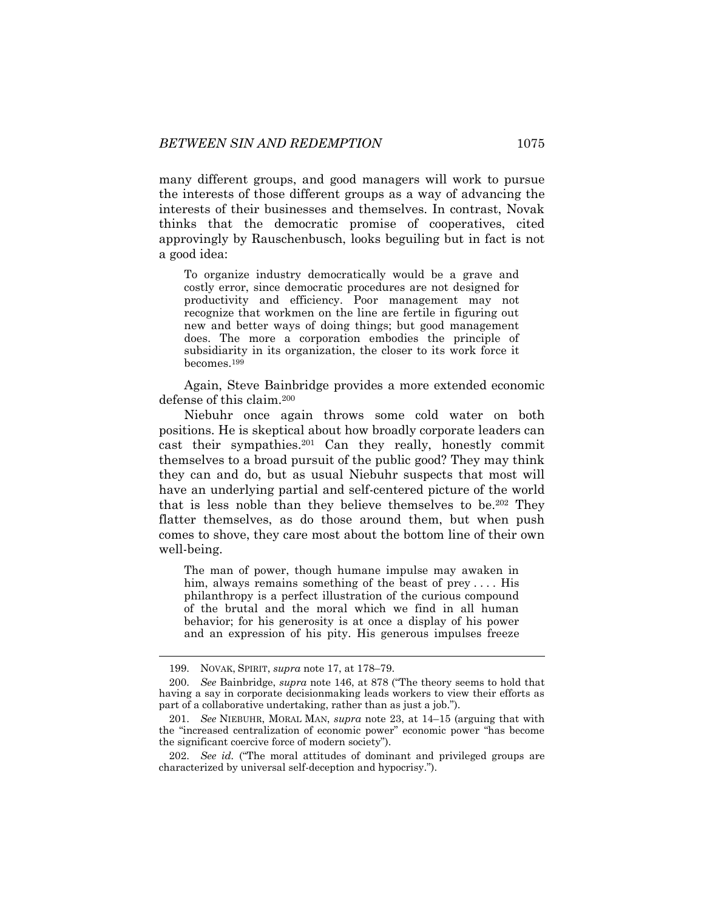many different groups, and good managers will work to pursue the interests of those different groups as a way of advancing the interests of their businesses and themselves. In contrast, Novak thinks that the democratic promise of cooperatives, cited approvingly by Rauschenbusch, looks beguiling but in fact is not a good idea:

> To organize industry democratically would be a grave and costly error, since democratic procedures are not designed for productivity and efficiency. Poor management may not recognize that workmen on the line are fertile in figuring out new and better ways of doing things; but good management does. The more a corporation embodies the principle of subsidiarity in its organization, the closer to its work force it becomes.[199]

Again, Steve Bainbridge provides a more extended economic defense of this claim.[200]

Niebuhr once again throws some cold water on both positions. He is skeptical about how broadly corporate leaders can cast their sympathies.[201] Can they really, honestly commit themselves to a broad pursuit of the public good? They may think they can and do, but as usual Niebuhr suspects that most will have an underlying partial and self-centered picture of the world that is less noble than they believe themselves to be.[202] They flatter themselves, as do those around them, but when push comes to shove, they care most about the bottom line of their own well-being.

> The man of power, though humane impulse may awaken in him, always remains something of the beast of prey . . . . His philanthropy is a perfect illustration of the curious compound of the brutal and the moral which we find in all human behavior; for his generosity is at once a display of his power and an expression of his pity. His generous impulses freeze

---

199. NOVAK, SPIRIT, *supra* note 17, at 178–79.

200. *See* Bainbridge, *supra* note 146, at 878 ("The theory seems to hold that having a say in corporate decisionmaking leads workers to view their efforts as part of a collaborative undertaking, rather than as just a job.").

201. *See* NIEBUHR, MORAL MAN, *supra* note 23, at 14–15 (arguing that with the "increased centralization of economic power" economic power "has become the significant coercive force of modern society").

202. *See id.* ("The moral attitudes of dominant and privileged groups are characterized by universal self-deception and hypocrisy.").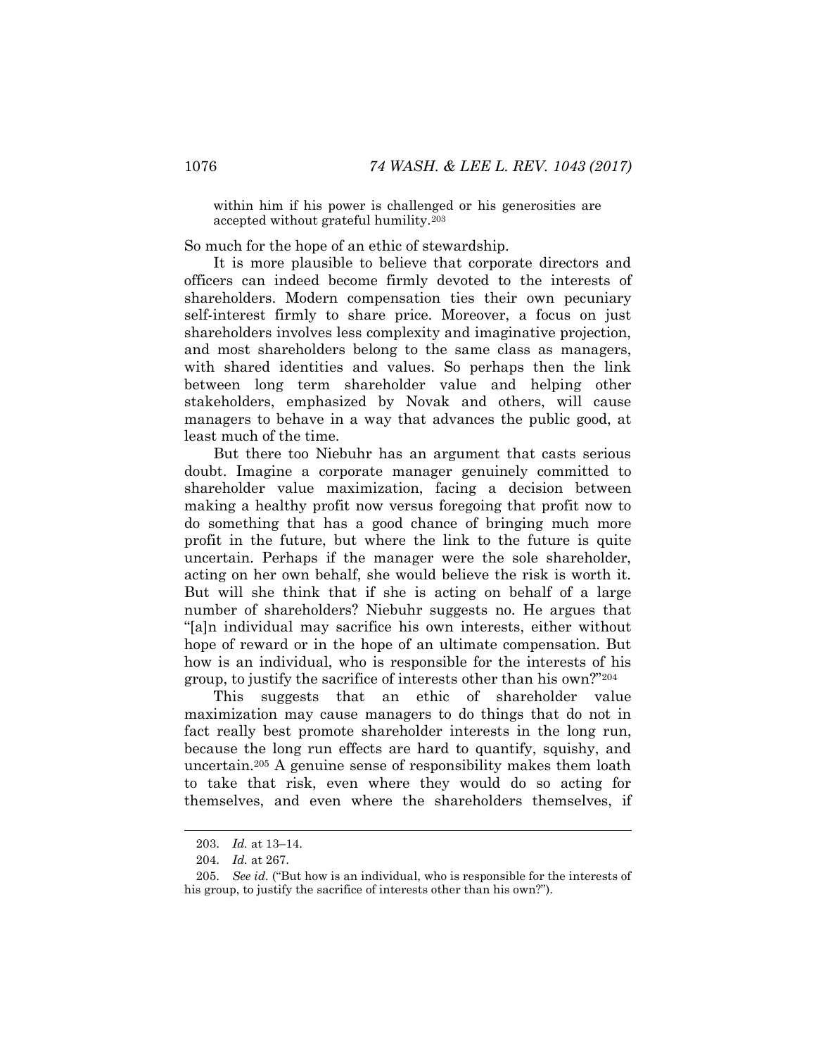> within him if his power is challenged or his generosities are accepted without grateful humility.[203]

So much for the hope of an ethic of stewardship.

It is more plausible to believe that corporate directors and officers can indeed become firmly devoted to the interests of shareholders. Modern compensation ties their own pecuniary self-interest firmly to share price. Moreover, a focus on just shareholders involves less complexity and imaginative projection, and most shareholders belong to the same class as managers, with shared identities and values. So perhaps then the link between long term shareholder value and helping other stakeholders, emphasized by Novak and others, will cause managers to behave in a way that advances the public good, at least much of the time.

But there too Niebuhr has an argument that casts serious doubt. Imagine a corporate manager genuinely committed to shareholder value maximization, facing a decision between making a healthy profit now versus foregoing that profit now to do something that has a good chance of bringing much more profit in the future, but where the link to the future is quite uncertain. Perhaps if the manager were the sole shareholder, acting on her own behalf, she would believe the risk is worth it. But will she think that if she is acting on behalf of a large number of shareholders? Niebuhr suggests no. He argues that "[a]n individual may sacrifice his own interests, either without hope of reward or in the hope of an ultimate compensation. But how is an individual, who is responsible for the interests of his group, to justify the sacrifice of interests other than his own?"[204]

This suggests that an ethic of shareholder value maximization may cause managers to do things that do not in fact really best promote shareholder interests in the long run, because the long run effects are hard to quantify, squishy, and uncertain.[205] A genuine sense of responsibility makes them loath to take that risk, even where they would do so acting for themselves, and even where the shareholders themselves, if

---

203. *Id.* at 13–14.

204. *Id.* at 267.

205. *See id.* ("But how is an individual, who is responsible for the interests of his group, to justify the sacrifice of interests other than his own?").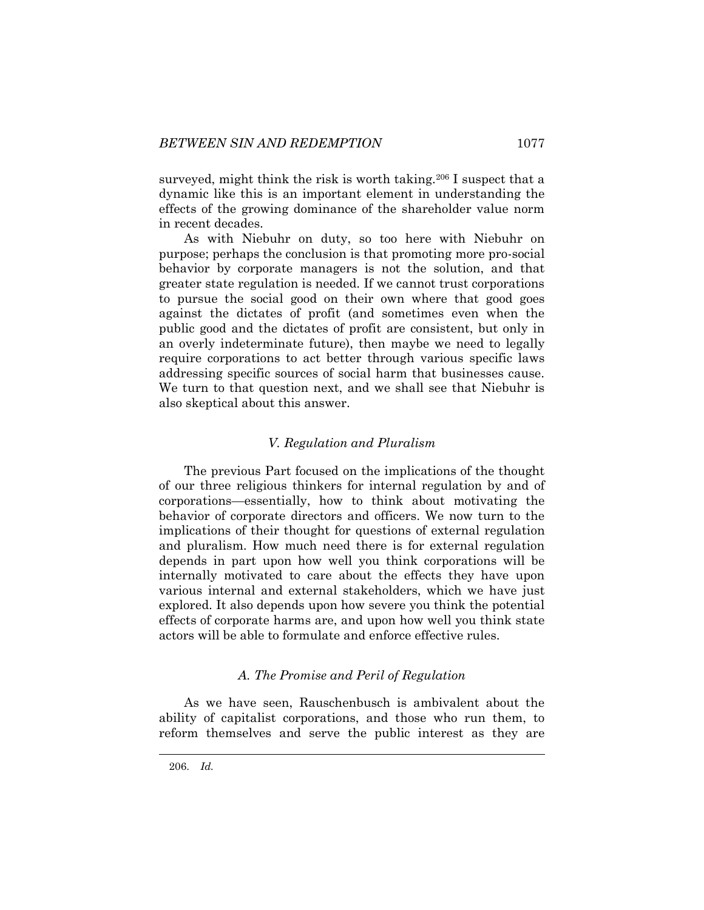surveyed, might think the risk is worth taking.[206] I suspect that a dynamic like this is an important element in understanding the effects of the growing dominance of the shareholder value norm in recent decades.

As with Niebuhr on duty, so too here with Niebuhr on purpose; perhaps the conclusion is that promoting more pro-social behavior by corporate managers is not the solution, and that greater state regulation is needed. If we cannot trust corporations to pursue the social good on their own where that good goes against the dictates of profit (and sometimes even when the public good and the dictates of profit are consistent, but only in an overly indeterminate future), then maybe we need to legally require corporations to act better through various specific laws addressing specific sources of social harm that businesses cause. We turn to that question next, and we shall see that Niebuhr is also skeptical about this answer.

## *V. Regulation and Pluralism*

The previous Part focused on the implications of the thought of our three religious thinkers for internal regulation by and of corporations—essentially, how to think about motivating the behavior of corporate directors and officers. We now turn to the implications of their thought for questions of external regulation and pluralism. How much need there is for external regulation depends in part upon how well you think corporations will be internally motivated to care about the effects they have upon various internal and external stakeholders, which we have just explored. It also depends upon how severe you think the potential effects of corporate harms are, and upon how well you think state actors will be able to formulate and enforce effective rules.

### *A. The Promise and Peril of Regulation*

As we have seen, Rauschenbusch is ambivalent about the ability of capitalist corporations, and those who run them, to reform themselves and serve the public interest as they are

206. *Id.*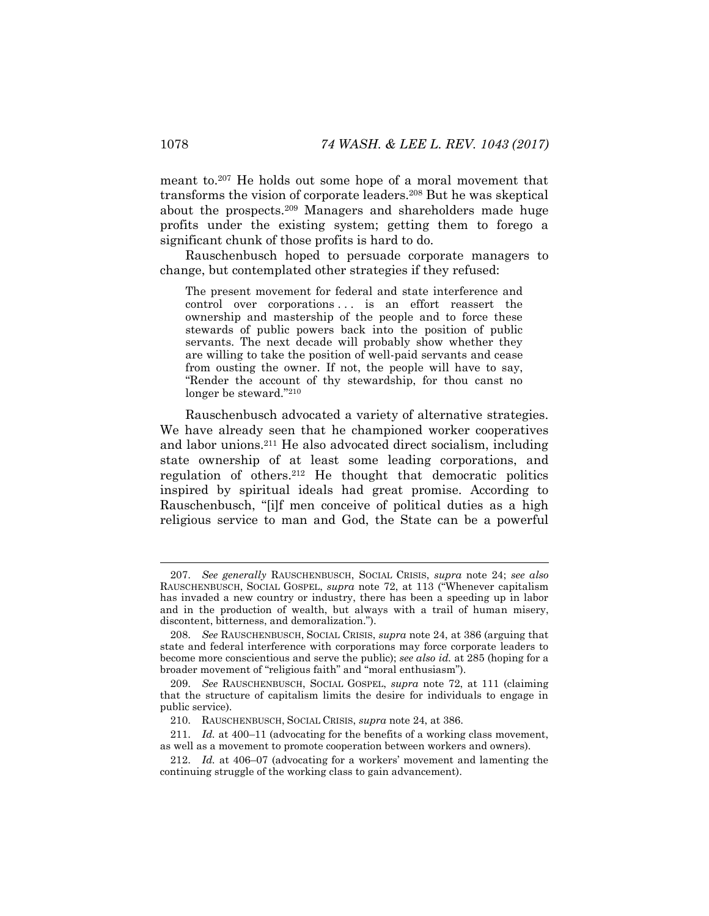meant to.[207] He holds out some hope of a moral movement that transforms the vision of corporate leaders.[208] But he was skeptical about the prospects.[209] Managers and shareholders made huge profits under the existing system; getting them to forego a significant chunk of those profits is hard to do.

Rauschenbusch hoped to persuade corporate managers to change, but contemplated other strategies if they refused:

> The present movement for federal and state interference and control over corporations . . . is an effort reassert the ownership and mastership of the people and to force these stewards of public powers back into the position of public servants. The next decade will probably show whether they are willing to take the position of well-paid servants and cease from ousting the owner. If not, the people will have to say, "Render the account of thy stewardship, for thou canst no longer be steward."[210]

Rauschenbusch advocated a variety of alternative strategies. We have already seen that he championed worker cooperatives and labor unions.[211] He also advocated direct socialism, including state ownership of at least some leading corporations, and regulation of others.[212] He thought that democratic politics inspired by spiritual ideals had great promise. According to Rauschenbusch, "[i]f men conceive of political duties as a high religious service to man and God, the State can be a powerful

---

207. *See generally* RAUSCHENBUSCH, SOCIAL CRISIS, *supra* note 24; *see also* RAUSCHENBUSCH, SOCIAL GOSPEL, *supra* note 72, at 113 ("Whenever capitalism has invaded a new country or industry, there has been a speeding up in labor and in the production of wealth, but always with a trail of human misery, discontent, bitterness, and demoralization.").

208. *See* RAUSCHENBUSCH, SOCIAL CRISIS, *supra* note 24, at 386 (arguing that state and federal interference with corporations may force corporate leaders to become more conscientious and serve the public); *see also id.* at 285 (hoping for a broader movement of "religious faith" and "moral enthusiasm").

209. *See* RAUSCHENBUSCH, SOCIAL GOSPEL, *supra* note 72, at 111 (claiming that the structure of capitalism limits the desire for individuals to engage in public service).

210. RAUSCHENBUSCH, SOCIAL CRISIS, *supra* note 24, at 386.

211. *Id.* at 400–11 (advocating for the benefits of a working class movement, as well as a movement to promote cooperation between workers and owners).

212. *Id.* at 406–07 (advocating for a workers' movement and lamenting the continuing struggle of the working class to gain advancement).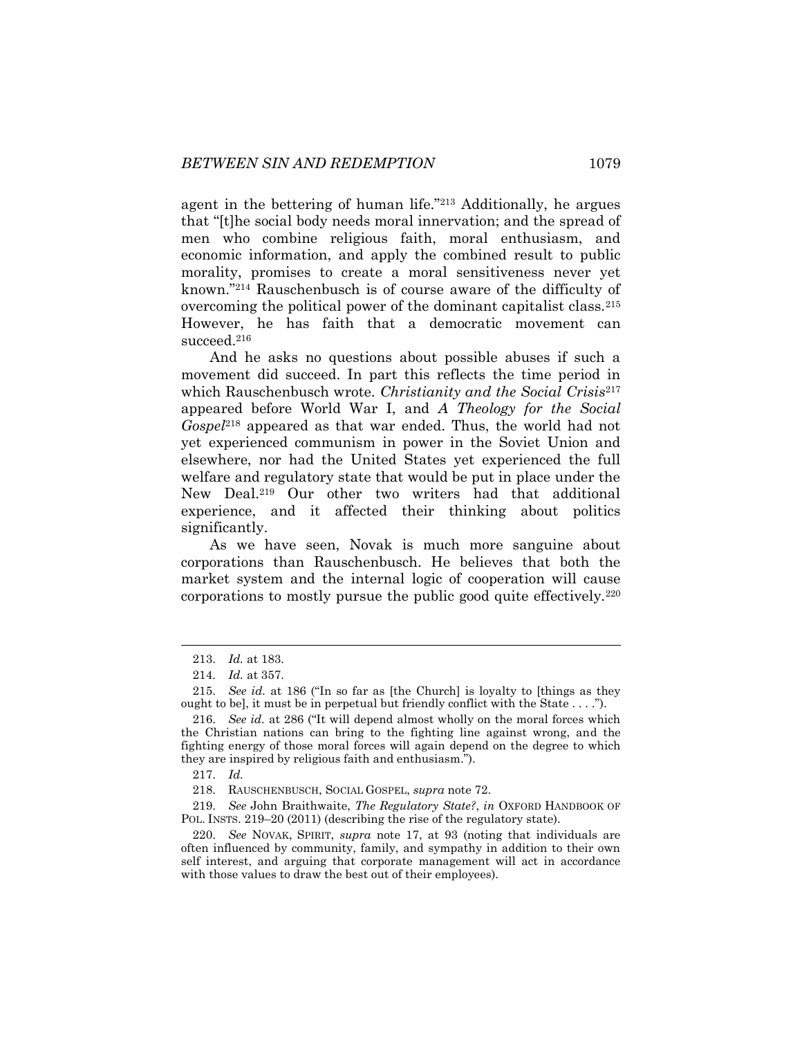agent in the bettering of human life."[213] Additionally, he argues that "[t]he social body needs moral innervation; and the spread of men who combine religious faith, moral enthusiasm, and economic information, and apply the combined result to public morality, promises to create a moral sensitiveness never yet known."[214] Rauschenbusch is of course aware of the difficulty of overcoming the political power of the dominant capitalist class.[215] However, he has faith that a democratic movement can succeed.[216]

And he asks no questions about possible abuses if such a movement did succeed. In part this reflects the time period in which Rauschenbusch wrote. *Christianity and the Social Crisis*[217] appeared before World War I, and *A Theology for the Social Gospel*[218] appeared as that war ended. Thus, the world had not yet experienced communism in power in the Soviet Union and elsewhere, nor had the United States yet experienced the full welfare and regulatory state that would be put in place under the New Deal.[219] Our other two writers had that additional experience, and it affected their thinking about politics significantly.

As we have seen, Novak is much more sanguine about corporations than Rauschenbusch. He believes that both the market system and the internal logic of cooperation will cause corporations to mostly pursue the public good quite effectively.[220]

---

213. *Id.* at 183.

214. *Id.* at 357.

215. *See id.* at 186 ("In so far as [the Church] is loyalty to [things as they ought to be], it must be in perpetual but friendly conflict with the State . . . .").

216. *See id.* at 286 ("It will depend almost wholly on the moral forces which the Christian nations can bring to the fighting line against wrong, and the fighting energy of those moral forces will again depend on the degree to which they are inspired by religious faith and enthusiasm.").

217. *Id.*

218. RAUSCHENBUSCH, SOCIAL GOSPEL, *supra* note 72.

219. *See* John Braithwaite, *The Regulatory State?*, *in* OXFORD HANDBOOK OF POL. INSTS. 219–20 (2011) (describing the rise of the regulatory state).

220. *See* NOVAK, SPIRIT, *supra* note 17, at 93 (noting that individuals are often influenced by community, family, and sympathy in addition to their own self interest, and arguing that corporate management will act in accordance with those values to draw the best out of their employees).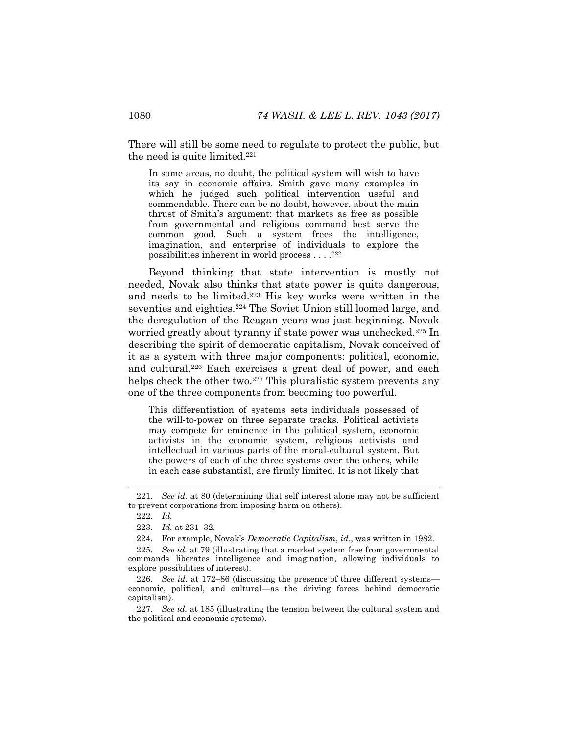There will still be some need to regulate to protect the public, but the need is quite limited.[221]

> In some areas, no doubt, the political system will wish to have its say in economic affairs. Smith gave many examples in which he judged such political intervention useful and commendable. There can be no doubt, however, about the main thrust of Smith's argument: that markets as free as possible from governmental and religious command best serve the common good. Such a system frees the intelligence, imagination, and enterprise of individuals to explore the possibilities inherent in world process . . . .[222]

Beyond thinking that state intervention is mostly not needed, Novak also thinks that state power is quite dangerous, and needs to be limited.[223] His key works were written in the seventies and eighties.[224] The Soviet Union still loomed large, and the deregulation of the Reagan years was just beginning. Novak worried greatly about tyranny if state power was unchecked.[225] In describing the spirit of democratic capitalism, Novak conceived of it as a system with three major components: political, economic, and cultural.[226] Each exercises a great deal of power, and each helps check the other two.[227] This pluralistic system prevents any one of the three components from becoming too powerful.

> This differentiation of systems sets individuals possessed of the will-to-power on three separate tracks. Political activists may compete for eminence in the political system, economic activists in the economic system, religious activists and intellectual in various parts of the moral-cultural system. But the powers of each of the three systems over the others, while in each case substantial, are firmly limited. It is not likely that

---

221. *See id.* at 80 (determining that self interest alone may not be sufficient to prevent corporations from imposing harm on others).

222. *Id.*

223. *Id.* at 231–32.

224. For example, Novak's *Democratic Capitalism*, *id.*, was written in 1982.

225. *See id.* at 79 (illustrating that a market system free from governmental commands liberates intelligence and imagination, allowing individuals to explore possibilities of interest).

226. *See id.* at 172–86 (discussing the presence of three different systems—economic, political, and cultural—as the driving forces behind democratic capitalism).

227. *See id.* at 185 (illustrating the tension between the cultural system and the political and economic systems).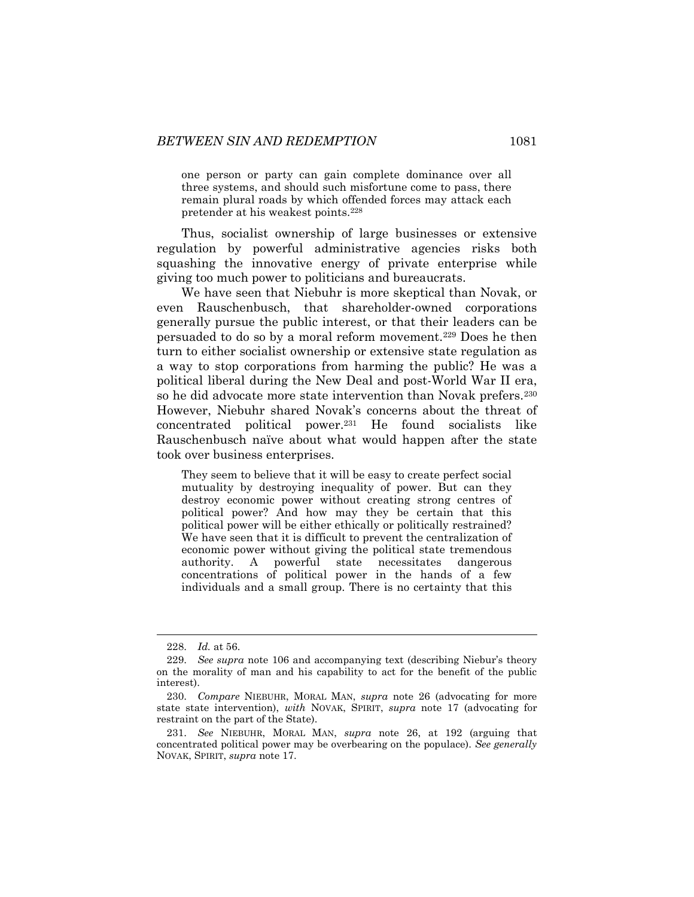> one person or party can gain complete dominance over all three systems, and should such misfortune come to pass, there remain plural roads by which offended forces may attack each pretender at his weakest points.[228]

Thus, socialist ownership of large businesses or extensive regulation by powerful administrative agencies risks both squashing the innovative energy of private enterprise while giving too much power to politicians and bureaucrats.

We have seen that Niebuhr is more skeptical than Novak, or even Rauschenbusch, that shareholder-owned corporations generally pursue the public interest, or that their leaders can be persuaded to do so by a moral reform movement.[229] Does he then turn to either socialist ownership or extensive state regulation as a way to stop corporations from harming the public? He was a political liberal during the New Deal and post-World War II era, so he did advocate more state intervention than Novak prefers.[230] However, Niebuhr shared Novak's concerns about the threat of concentrated political power.[231] He found socialists like Rauschenbusch naïve about what would happen after the state took over business enterprises.

> They seem to believe that it will be easy to create perfect social mutuality by destroying inequality of power. But can they destroy economic power without creating strong centres of political power? And how may they be certain that this political power will be either ethically or politically restrained? We have seen that it is difficult to prevent the centralization of economic power without giving the political state tremendous authority. A powerful state necessitates dangerous concentrations of political power in the hands of a few individuals and a small group. There is no certainty that this

---

228. *Id.* at 56.

229. *See supra* note 106 and accompanying text (describing Niebur's theory on the morality of man and his capability to act for the benefit of the public interest).

230. *Compare* NIEBUHR, MORAL MAN, *supra* note 26 (advocating for more state state intervention), *with* NOVAK, SPIRIT, *supra* note 17 (advocating for restraint on the part of the State).

231. *See* NIEBUHR, MORAL MAN, *supra* note 26, at 192 (arguing that concentrated political power may be overbearing on the populace). *See generally* NOVAK, SPIRIT, *supra* note 17.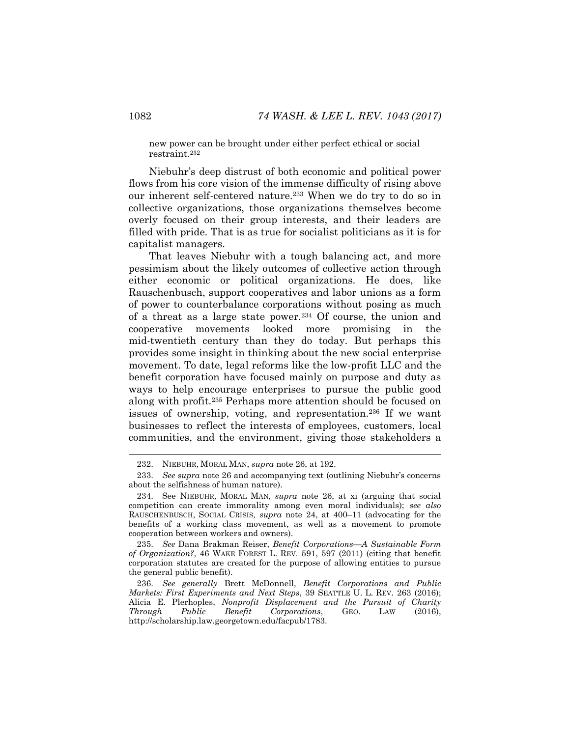new power can be brought under either perfect ethical or social restraint.[232]

Niebuhr's deep distrust of both economic and political power flows from his core vision of the immense difficulty of rising above our inherent self-centered nature.[233] When we do try to do so in collective organizations, those organizations themselves become overly focused on their group interests, and their leaders are filled with pride. That is as true for socialist politicians as it is for capitalist managers.

That leaves Niebuhr with a tough balancing act, and more pessimism about the likely outcomes of collective action through either economic or political organizations. He does, like Rauschenbusch, support cooperatives and labor unions as a form of power to counterbalance corporations without posing as much of a threat as a large state power.[234] Of course, the union and cooperative movements looked more promising in the mid-twentieth century than they do today. But perhaps this provides some insight in thinking about the new social enterprise movement. To date, legal reforms like the low-profit LLC and the benefit corporation have focused mainly on purpose and duty as ways to help encourage enterprises to pursue the public good along with profit.[235] Perhaps more attention should be focused on issues of ownership, voting, and representation.[236] If we want businesses to reflect the interests of employees, customers, local communities, and the environment, giving those stakeholders a

---

232. NIEBUHR, MORAL MAN, *supra* note 26, at 192.

233. *See supra* note 26 and accompanying text (outlining Niebuhr's concerns about the selfishness of human nature).

234. See NIEBUHR*,* MORAL MAN, *supra* note 26, at xi (arguing that social competition can create immorality among even moral individuals); *see also* RAUSCHENBUSCH, SOCIAL CRISIS*, supra* note 24, at 400–11 (advocating for the benefits of a working class movement, as well as a movement to promote cooperation between workers and owners).

235. *See* Dana Brakman Reiser, *Benefit Corporations—A Sustainable Form of Organization?*, 46 WAKE FOREST L. REV. 591, 597 (2011) (citing that benefit corporation statutes are created for the purpose of allowing entities to pursue the general public benefit).

236. *See generally* Brett McDonnell, *Benefit Corporations and Public Markets: First Experiments and Next Steps*, 39 SEATTLE U. L. REV. 263 (2016); Alicia E. Plerhoples, *Nonprofit Displacement and the Pursuit of Charity Through Public Benefit Corporations*, GEO. LAW (2016), http://scholarship.law.georgetown.edu/facpub/1783.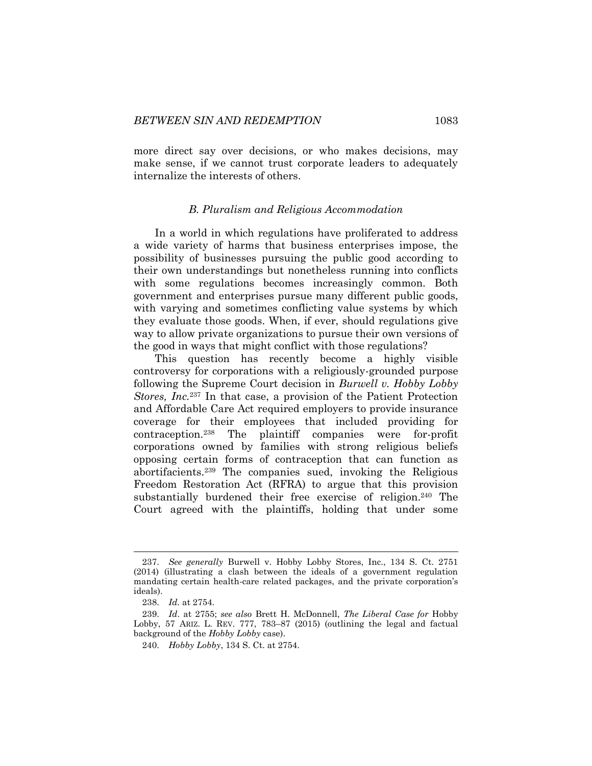more direct say over decisions, or who makes decisions, may make sense, if we cannot trust corporate leaders to adequately internalize the interests of others.

### *B. Pluralism and Religious Accommodation*

In a world in which regulations have proliferated to address a wide variety of harms that business enterprises impose, the possibility of businesses pursuing the public good according to their own understandings but nonetheless running into conflicts with some regulations becomes increasingly common. Both government and enterprises pursue many different public goods, with varying and sometimes conflicting value systems by which they evaluate those goods. When, if ever, should regulations give way to allow private organizations to pursue their own versions of the good in ways that might conflict with those regulations?

This question has recently become a highly visible controversy for corporations with a religiously-grounded purpose following the Supreme Court decision in *Burwell v. Hobby Lobby Stores, Inc.*[237] In that case, a provision of the Patient Protection and Affordable Care Act required employers to provide insurance coverage for their employees that included providing for contraception.[238] The plaintiff companies were for-profit corporations owned by families with strong religious beliefs opposing certain forms of contraception that can function as abortifacients.[239] The companies sued, invoking the Religious Freedom Restoration Act (RFRA) to argue that this provision substantially burdened their free exercise of religion.[240] The Court agreed with the plaintiffs, holding that under some

---

237. *See generally* Burwell v. Hobby Lobby Stores, Inc., 134 S. Ct. 2751 (2014) (illustrating a clash between the ideals of a government regulation mandating certain health-care related packages, and the private corporation's ideals).

238. *Id.* at 2754.

239. *Id*. at 2755; *see also* Brett H. McDonnell, *The Liberal Case for* Hobby Lobby, 57 ARIZ. L. REV. 777, 783–87 (2015) (outlining the legal and factual background of the *Hobby Lobby* case).

240. *Hobby Lobby*, 134 S. Ct. at 2754.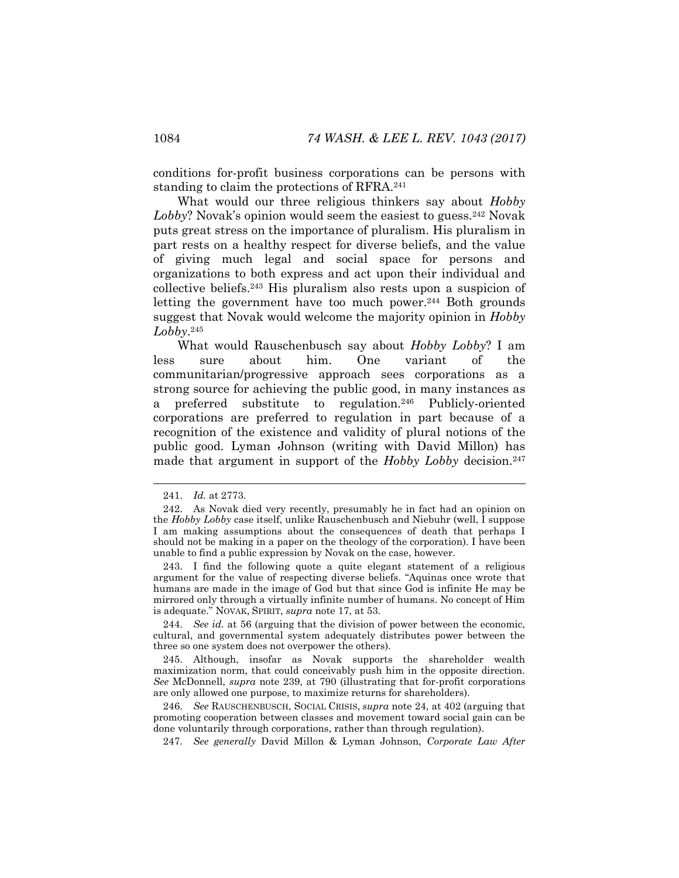conditions for-profit business corporations can be persons with standing to claim the protections of RFRA.[241]

What would our three religious thinkers say about *Hobby Lobby*? Novak's opinion would seem the easiest to guess.[242] Novak puts great stress on the importance of pluralism. His pluralism in part rests on a healthy respect for diverse beliefs, and the value of giving much legal and social space for persons and organizations to both express and act upon their individual and collective beliefs.[243] His pluralism also rests upon a suspicion of letting the government have too much power.[244] Both grounds suggest that Novak would welcome the majority opinion in *Hobby Lobby*.[245]

What would Rauschenbusch say about *Hobby Lobby*? I am less sure about him. One variant of the communitarian/progressive approach sees corporations as a strong source for achieving the public good, in many instances as a preferred substitute to regulation.[246] Publicly-oriented corporations are preferred to regulation in part because of a recognition of the existence and validity of plural notions of the public good. Lyman Johnson (writing with David Millon) has made that argument in support of the *Hobby Lobby* decision.[247]

---

241. *Id.* at 2773.

242. As Novak died very recently, presumably he in fact had an opinion on the *Hobby Lobby* case itself, unlike Rauschenbusch and Niebuhr (well, I suppose I am making assumptions about the consequences of death that perhaps I should not be making in a paper on the theology of the corporation). I have been unable to find a public expression by Novak on the case, however.

243. I find the following quote a quite elegant statement of a religious argument for the value of respecting diverse beliefs. "Aquinas once wrote that humans are made in the image of God but that since God is infinite He may be mirrored only through a virtually infinite number of humans. No concept of Him is adequate." NOVAK, SPIRIT, *supra* note 17, at 53.

244. *See id.* at 56 (arguing that the division of power between the economic, cultural, and governmental system adequately distributes power between the three so one system does not overpower the others).

245. Although, insofar as Novak supports the shareholder wealth maximization norm, that could conceivably push him in the opposite direction. *See* McDonnell, *supra* note 239, at 790 (illustrating that for-profit corporations are only allowed one purpose, to maximize returns for shareholders).

246. *See* RAUSCHENBUSCH, SOCIAL CRISIS, *supra* note 24, at 402 (arguing that promoting cooperation between classes and movement toward social gain can be done voluntarily through corporations, rather than through regulation).

247. *See generally* David Millon & Lyman Johnson, *Corporate Law After*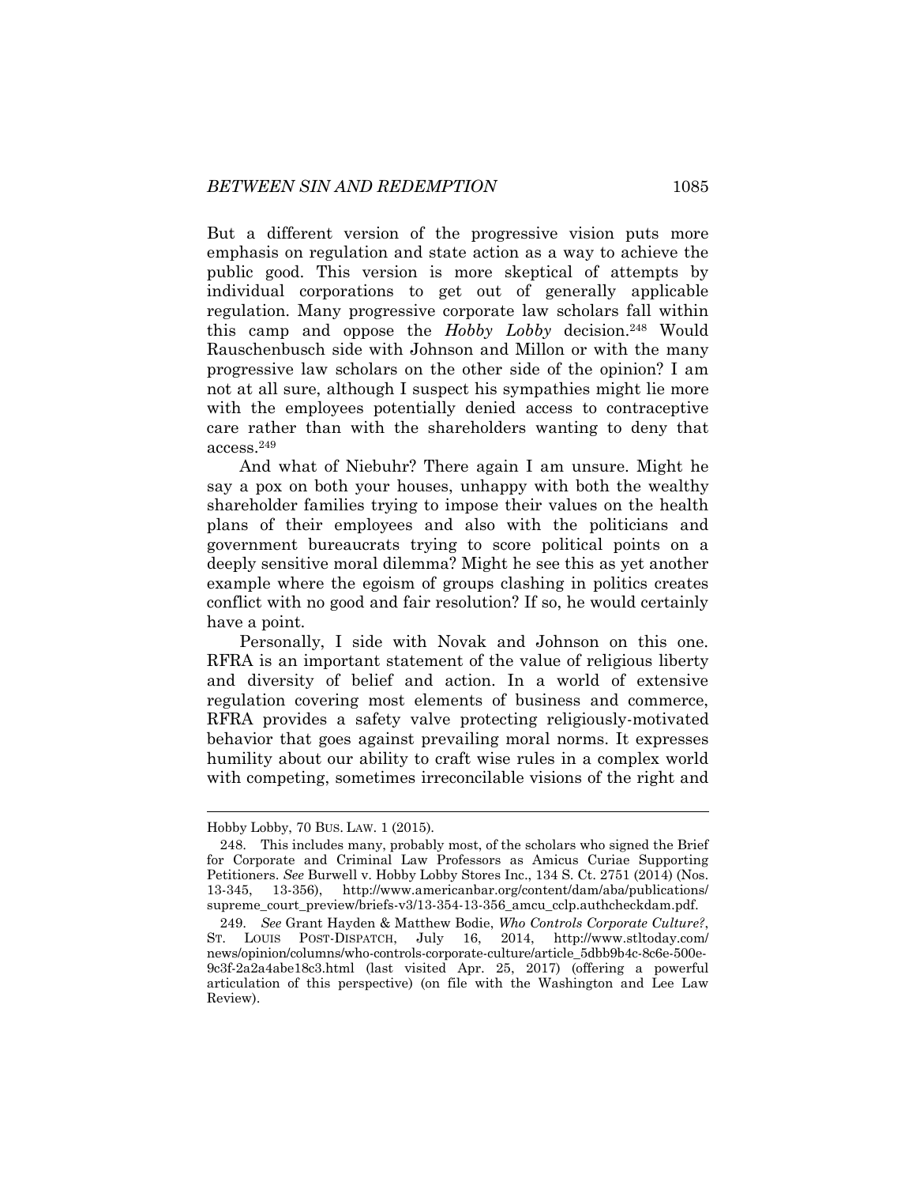But a different version of the progressive vision puts more emphasis on regulation and state action as a way to achieve the public good. This version is more skeptical of attempts by individual corporations to get out of generally applicable regulation. Many progressive corporate law scholars fall within this camp and oppose the *Hobby Lobby* decision.[248] Would Rauschenbusch side with Johnson and Millon or with the many progressive law scholars on the other side of the opinion? I am not at all sure, although I suspect his sympathies might lie more with the employees potentially denied access to contraceptive care rather than with the shareholders wanting to deny that access.[249]

And what of Niebuhr? There again I am unsure. Might he say a pox on both your houses, unhappy with both the wealthy shareholder families trying to impose their values on the health plans of their employees and also with the politicians and government bureaucrats trying to score political points on a deeply sensitive moral dilemma? Might he see this as yet another example where the egoism of groups clashing in politics creates conflict with no good and fair resolution? If so, he would certainly have a point.

Personally, I side with Novak and Johnson on this one. RFRA is an important statement of the value of religious liberty and diversity of belief and action. In a world of extensive regulation covering most elements of business and commerce, RFRA provides a safety valve protecting religiously-motivated behavior that goes against prevailing moral norms. It expresses humility about our ability to craft wise rules in a complex world with competing, sometimes irreconcilable visions of the right and

---

Hobby Lobby, 70 BUS. LAW. 1 (2015).

248. This includes many, probably most, of the scholars who signed the Brief for Corporate and Criminal Law Professors as Amicus Curiae Supporting Petitioners. *See* Burwell v. Hobby Lobby Stores Inc., 134 S. Ct. 2751 (2014) (Nos. 13-345, 13-356), http://www.americanbar.org/content/dam/aba/publications/supreme_court_preview/briefs-v3/13-354-13-356_amcu_cclp.authcheckdam.pdf.

249. *See* Grant Hayden & Matthew Bodie, *Who Controls Corporate Culture?*, ST. LOUIS POST-DISPATCH, July 16, 2014, http://www.stltoday.com/news/opinion/columns/who-controls-corporate-culture/article_5dbb9b4c-8c6e-500e-9c3f-2a2a4abe18c3.html (last visited Apr. 25, 2017) (offering a powerful articulation of this perspective) (on file with the Washington and Lee Law Review).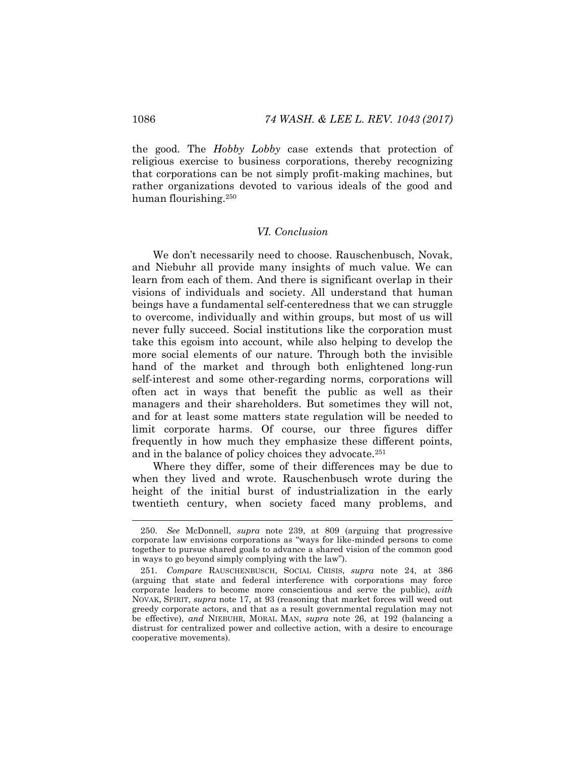the good. The *Hobby Lobby* case extends that protection of religious exercise to business corporations, thereby recognizing that corporations can be not simply profit-making machines, but rather organizations devoted to various ideals of the good and human flourishing.[250]

## *VI. Conclusion*

We don't necessarily need to choose. Rauschenbusch, Novak, and Niebuhr all provide many insights of much value. We can learn from each of them. And there is significant overlap in their visions of individuals and society. All understand that human beings have a fundamental self-centeredness that we can struggle to overcome, individually and within groups, but most of us will never fully succeed. Social institutions like the corporation must take this egoism into account, while also helping to develop the more social elements of our nature. Through both the invisible hand of the market and through both enlightened long-run self-interest and some other-regarding norms, corporations will often act in ways that benefit the public as well as their managers and their shareholders. But sometimes they will not, and for at least some matters state regulation will be needed to limit corporate harms. Of course, our three figures differ frequently in how much they emphasize these different points, and in the balance of policy choices they advocate.[251]

Where they differ, some of their differences may be due to when they lived and wrote. Rauschenbusch wrote during the height of the initial burst of industrialization in the early twentieth century, when society faced many problems, and

---

250. *See* McDonnell, *supra* note 239, at 809 (arguing that progressive corporate law envisions corporations as "ways for like-minded persons to come together to pursue shared goals to advance a shared vision of the common good in ways to go beyond simply complying with the law").

251. *Compare* RAUSCHENBUSCH, SOCIAL CRISIS, *supra* note 24, at 386 (arguing that state and federal interference with corporations may force corporate leaders to become more conscientious and serve the public), *with* NOVAK, SPIRIT, *supra* note 17, at 93 (reasoning that market forces will weed out greedy corporate actors, and that as a result governmental regulation may not be effective), *and* NIEBUHR, MORAL MAN, *supra* note 26, at 192 (balancing a distrust for centralized power and collective action, with a desire to encourage cooperative movements).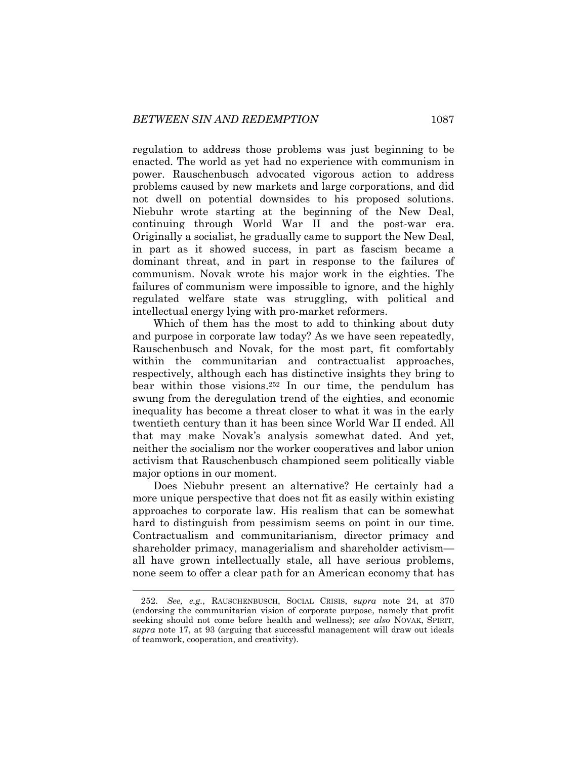regulation to address those problems was just beginning to be enacted. The world as yet had no experience with communism in power. Rauschenbusch advocated vigorous action to address problems caused by new markets and large corporations, and did not dwell on potential downsides to his proposed solutions. Niebuhr wrote starting at the beginning of the New Deal, continuing through World War II and the post-war era. Originally a socialist, he gradually came to support the New Deal, in part as it showed success, in part as fascism became a dominant threat, and in part in response to the failures of communism. Novak wrote his major work in the eighties. The failures of communism were impossible to ignore, and the highly regulated welfare state was struggling, with political and intellectual energy lying with pro-market reformers.

Which of them has the most to add to thinking about duty and purpose in corporate law today? As we have seen repeatedly, Rauschenbusch and Novak, for the most part, fit comfortably within the communitarian and contractualist approaches, respectively, although each has distinctive insights they bring to bear within those visions.[252] In our time, the pendulum has swung from the deregulation trend of the eighties, and economic inequality has become a threat closer to what it was in the early twentieth century than it has been since World War II ended. All that may make Novak's analysis somewhat dated. And yet, neither the socialism nor the worker cooperatives and labor union activism that Rauschenbusch championed seem politically viable major options in our moment.

Does Niebuhr present an alternative? He certainly had a more unique perspective that does not fit as easily within existing approaches to corporate law. His realism that can be somewhat hard to distinguish from pessimism seems on point in our time. Contractualism and communitarianism, director primacy and shareholder primacy, managerialism and shareholder activism—all have grown intellectually stale, all have serious problems, none seem to offer a clear path for an American economy that has

---

252. *See, e.g.*, RAUSCHENBUSCH, SOCIAL CRISIS, *supra* note 24, at 370 (endorsing the communitarian vision of corporate purpose, namely that profit seeking should not come before health and wellness); *see also* NOVAK, SPIRIT, *supra* note 17, at 93 (arguing that successful management will draw out ideals of teamwork, cooperation, and creativity).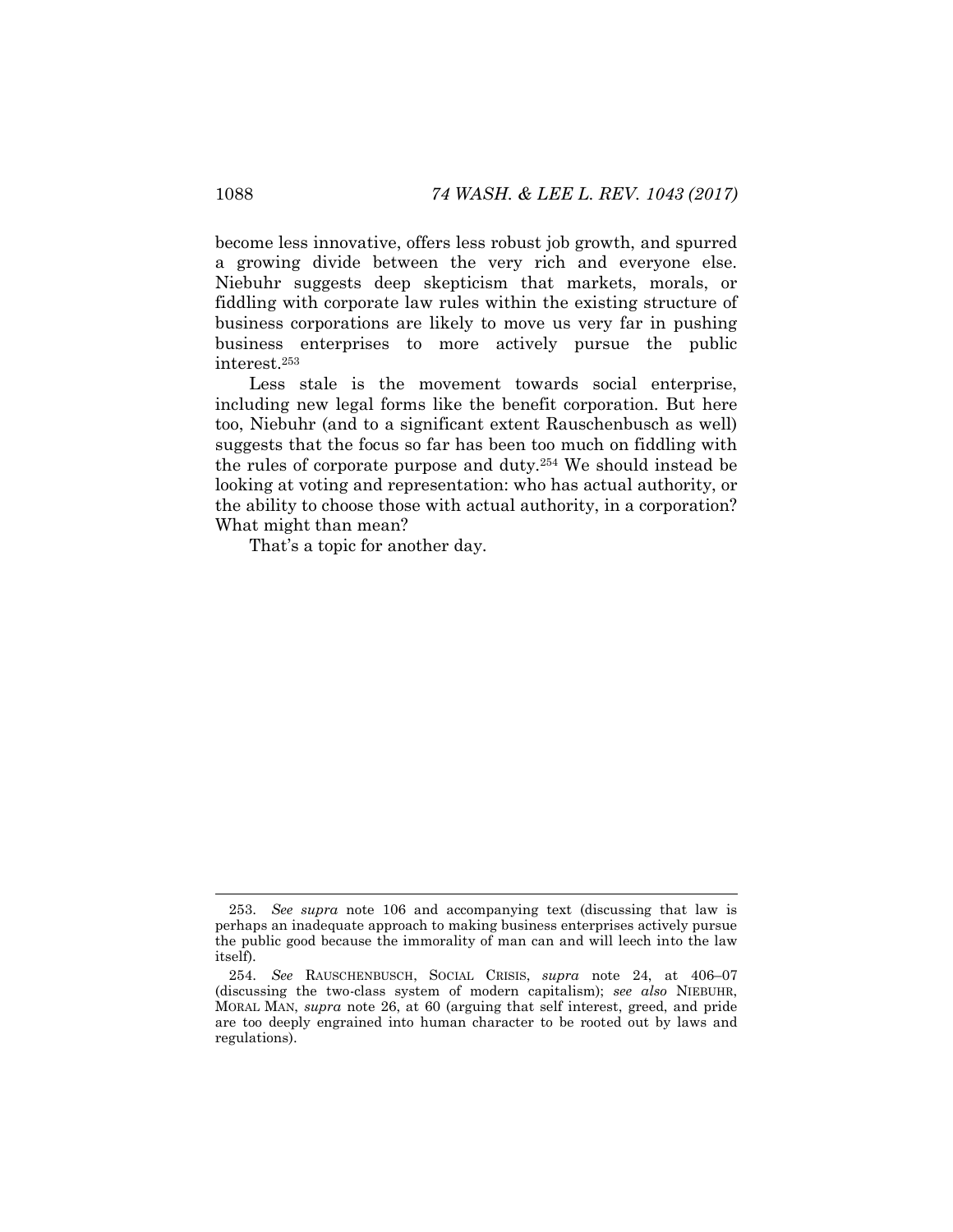become less innovative, offers less robust job growth, and spurred a growing divide between the very rich and everyone else. Niebuhr suggests deep skepticism that markets, morals, or fiddling with corporate law rules within the existing structure of business corporations are likely to move us very far in pushing business enterprises to more actively pursue the public interest.[253]

Less stale is the movement towards social enterprise, including new legal forms like the benefit corporation. But here too, Niebuhr (and to a significant extent Rauschenbusch as well) suggests that the focus so far has been too much on fiddling with the rules of corporate purpose and duty.[254] We should instead be looking at voting and representation: who has actual authority, or the ability to choose those with actual authority, in a corporation? What might than mean?

That's a topic for another day.

---

253. *See supra* note 106 and accompanying text (discussing that law is perhaps an inadequate approach to making business enterprises actively pursue the public good because the immorality of man can and will leech into the law itself).

254. *See* RAUSCHENBUSCH, SOCIAL CRISIS, *supra* note 24, at 406–07 (discussing the two-class system of modern capitalism); *see also* NIEBUHR, MORAL MAN, *supra* note 26, at 60 (arguing that self interest, greed, and pride are too deeply engrained into human character to be rooted out by laws and regulations).